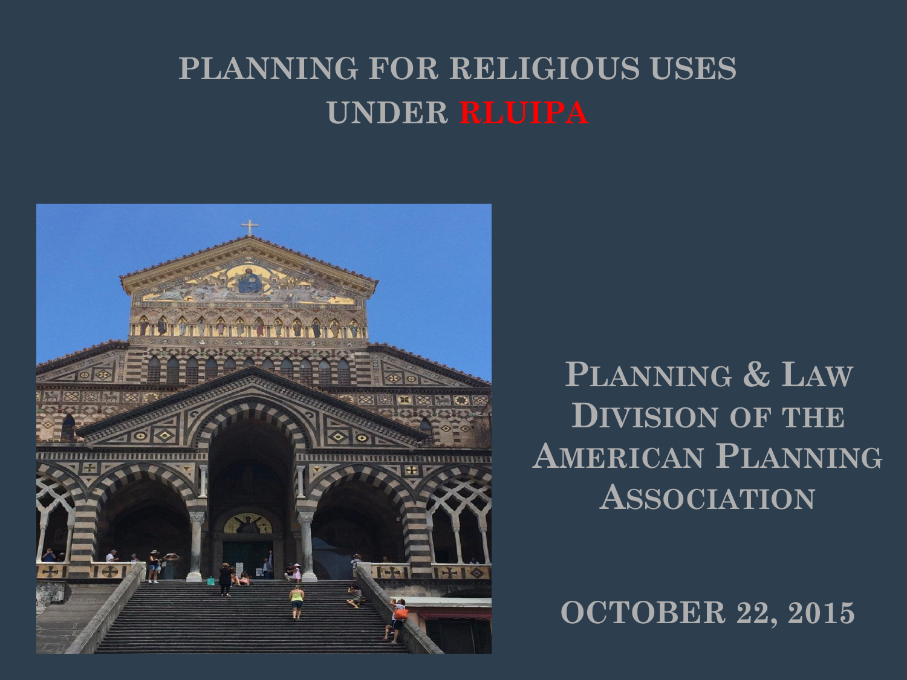# PLANNING FOR RELIGIOUS USES UNDER RLUIPA

PLANNING & LAW DIVISION OF THE AMERICAN PLANNING ASSOCIATION

OCTOBER 22, 2015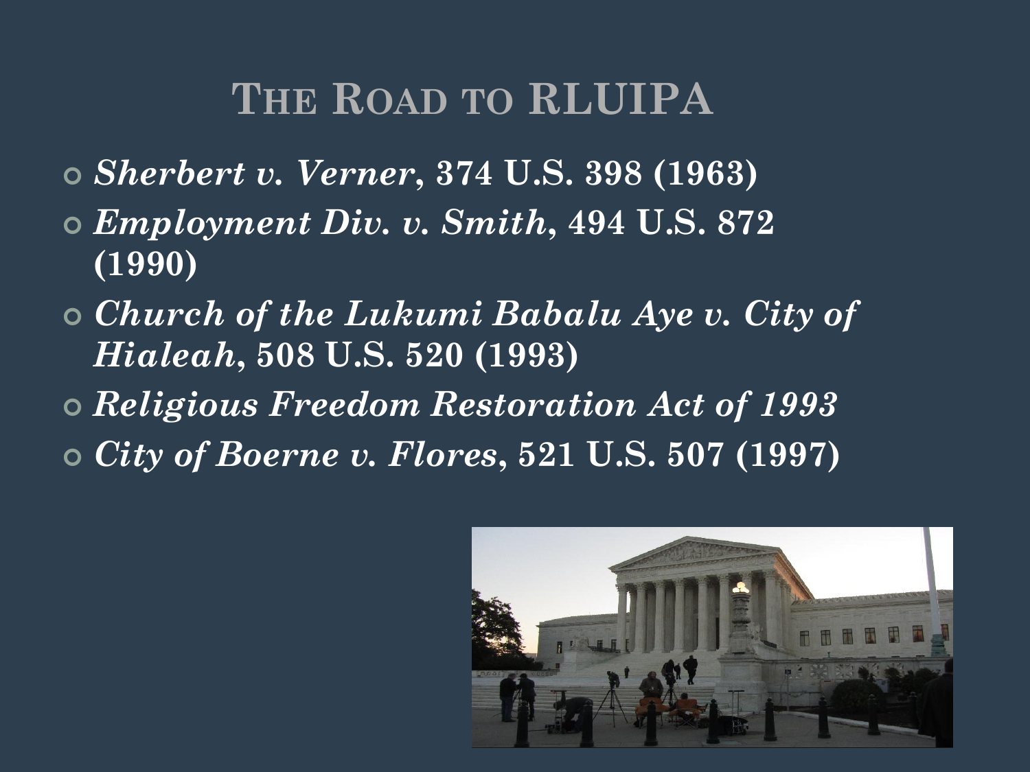# The Road to RLUIPA

- ***Sherbert v. Verner*, 374 U.S. 398 (1963)**
- ***Employment Div. v. Smith*, 494 U.S. 872 (1990)**
- ***Church of the Lukumi Babalu Aye v. City of Hialeah*, 508 U.S. 520 (1993)**
- ***Religious Freedom Restoration Act of 1993***
- ***City of Boerne v. Flores*, 521 U.S. 507 (1997)**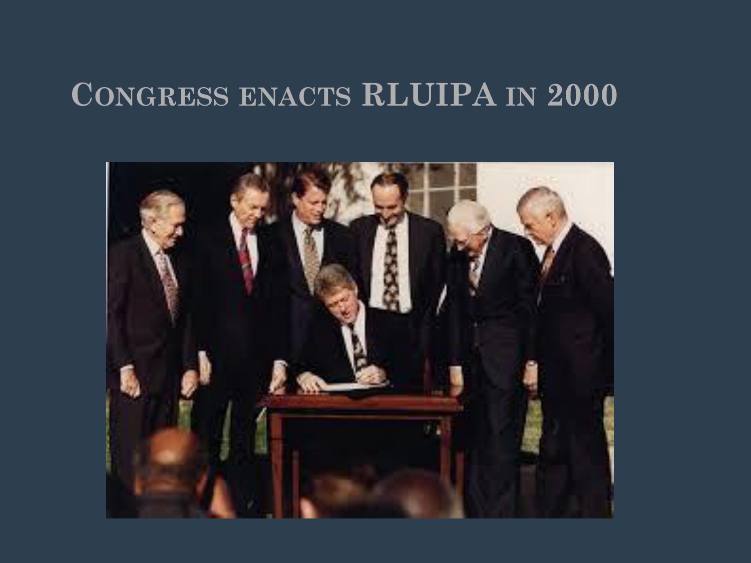# Congress enacts RLUIPA in 2000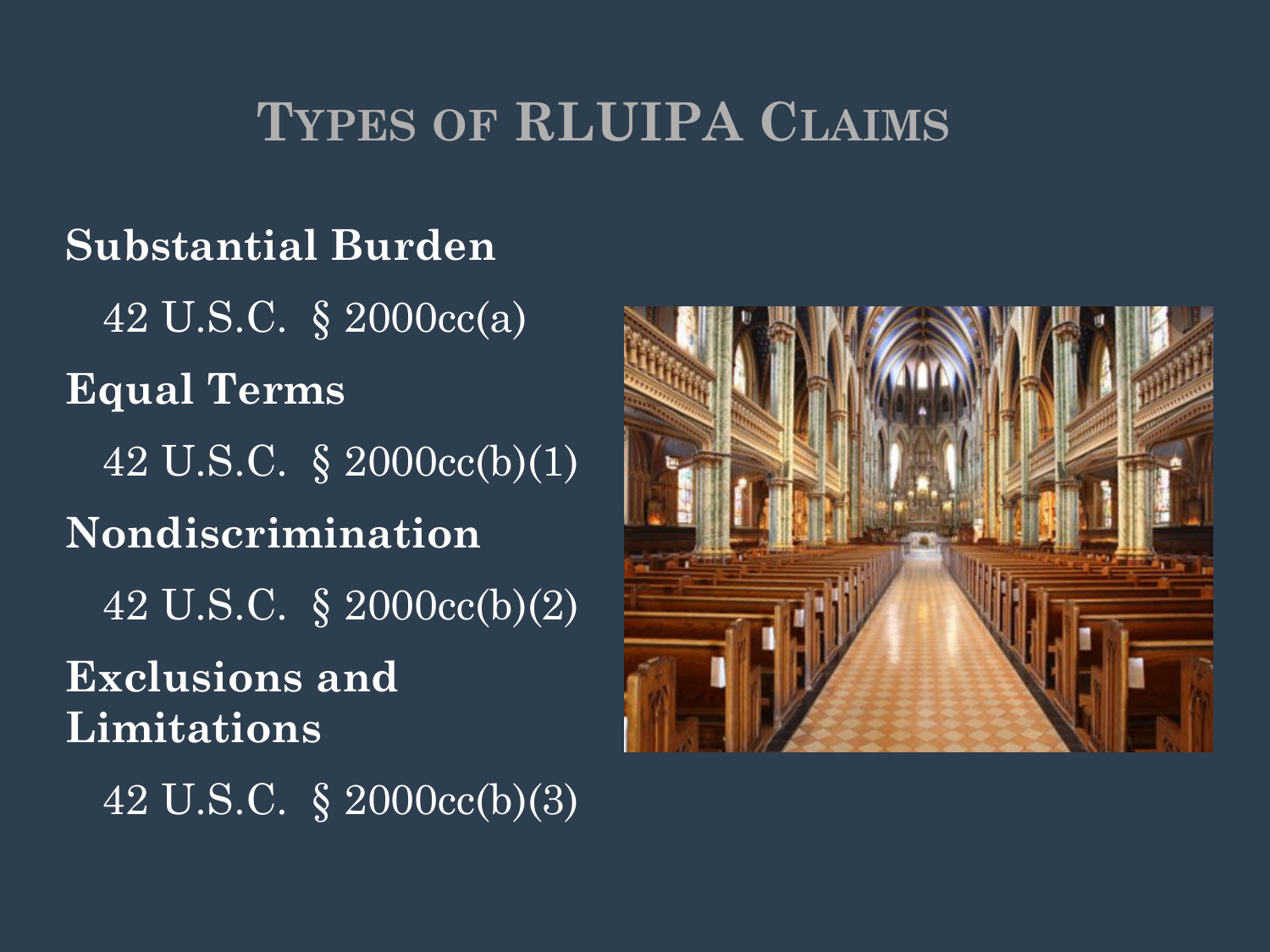# Types of RLUIPA Claims

**Substantial Burden**

42 U.S.C. § 2000cc(a)

**Equal Terms**

42 U.S.C. § 2000cc(b)(1)

**Nondiscrimination**

42 U.S.C. § 2000cc(b)(2)

**Exclusions and Limitations**

42 U.S.C. § 2000cc(b)(3)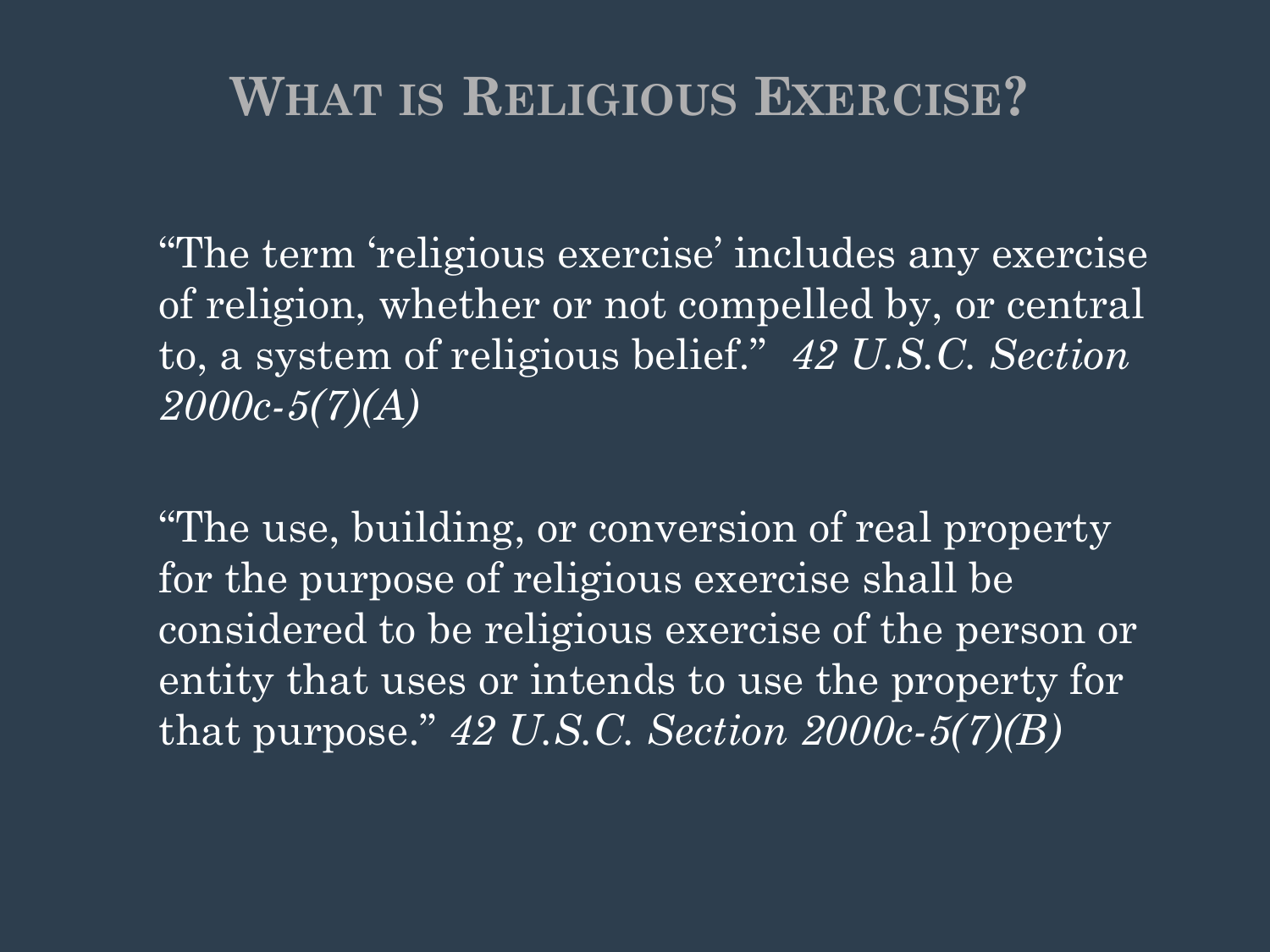# What is Religious Exercise?

"The term 'religious exercise' includes any exercise of religion, whether or not compelled by, or central to, a system of religious belief." *42 U.S.C. Section 2000c-5(7)(A)*

"The use, building, or conversion of real property for the purpose of religious exercise shall be considered to be religious exercise of the person or entity that uses or intends to use the property for that purpose." *42 U.S.C. Section 2000c-5(7)(B)*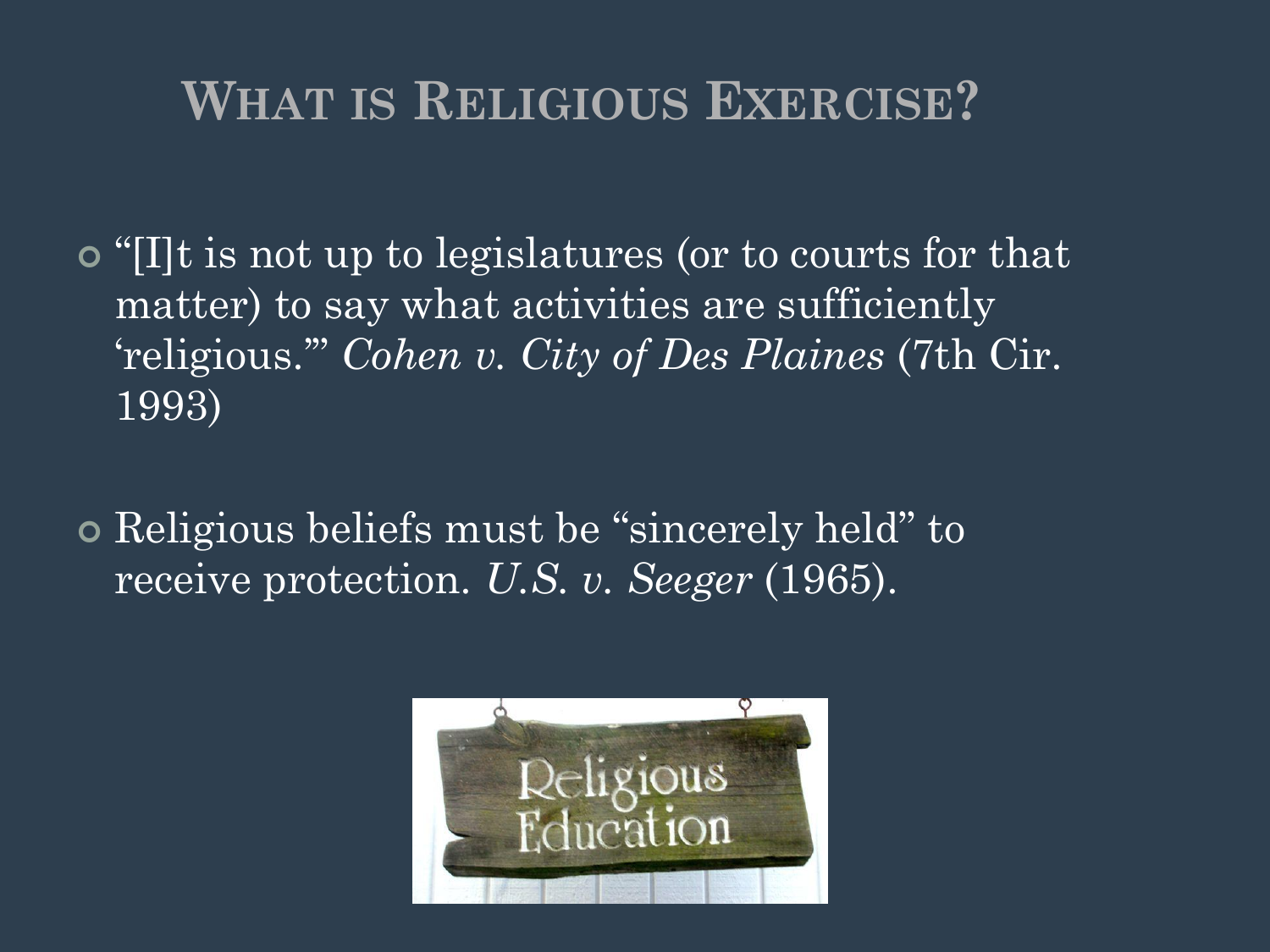# What is Religious Exercise?

- "[I]t is not up to legislatures (or to courts for that matter) to say what activities are sufficiently 'religious.'" *Cohen v. City of Des Plaines* (7th Cir. 1993)

- Religious beliefs must be "sincerely held" to receive protection. *U.S. v. Seeger* (1965).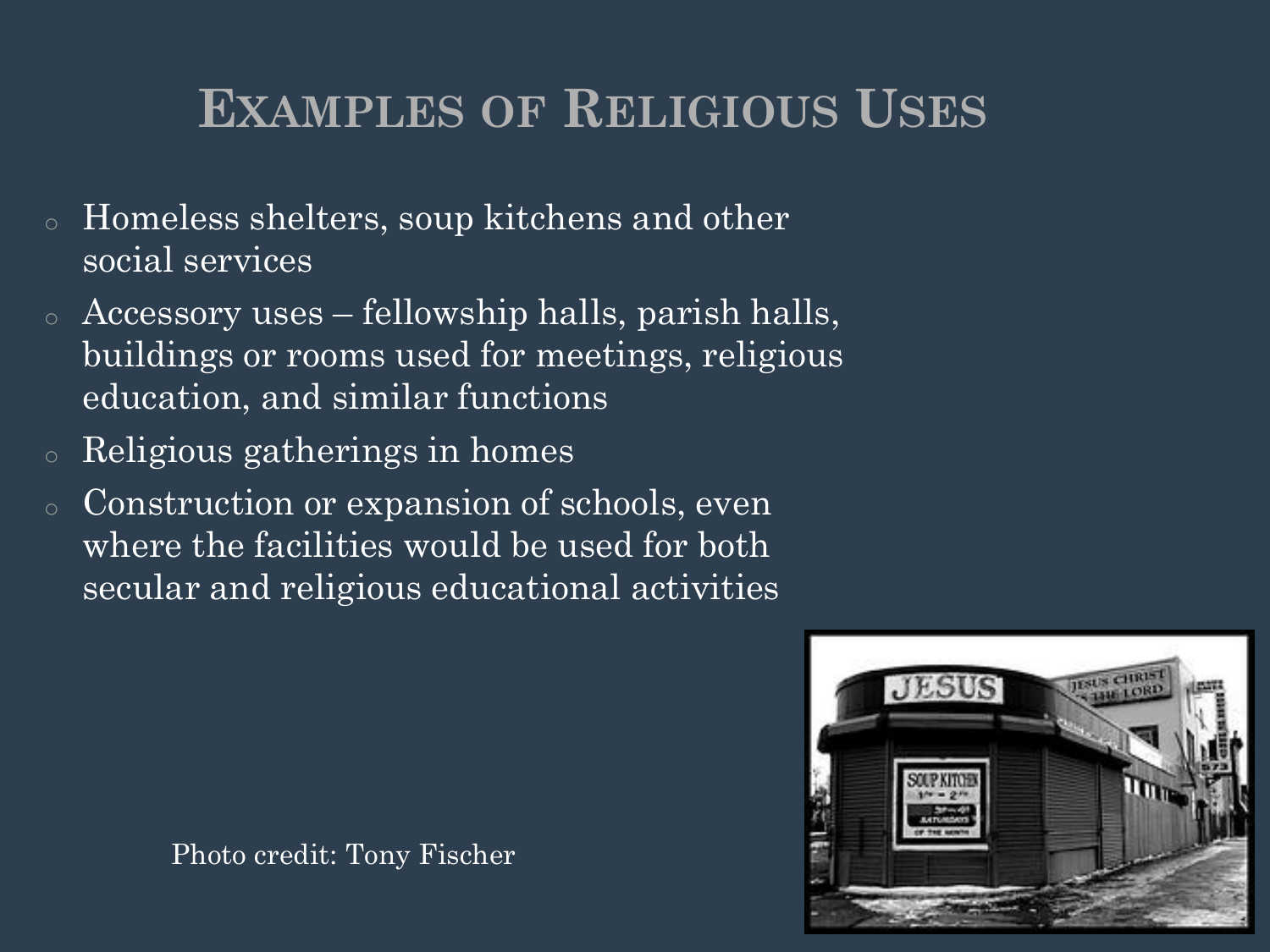# Examples of Religious Uses

- Homeless shelters, soup kitchens and other social services
- Accessory uses – fellowship halls, parish halls, buildings or rooms used for meetings, religious education, and similar functions
- Religious gatherings in homes
- Construction or expansion of schools, even where the facilities would be used for both secular and religious educational activities

Photo credit: Tony Fischer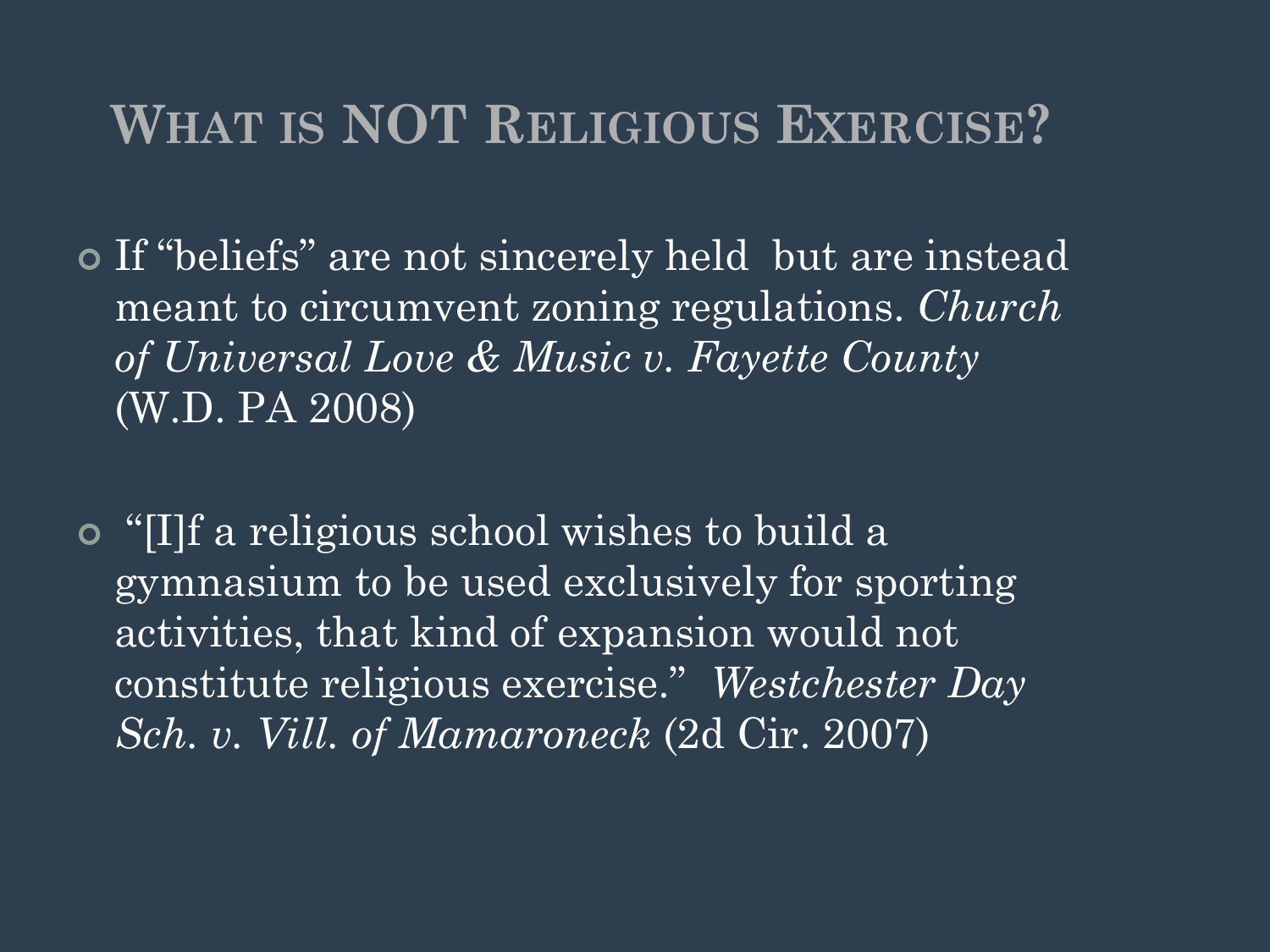# What is NOT Religious Exercise?

- If "beliefs" are not sincerely held but are instead meant to circumvent zoning regulations. *Church of Universal Love & Music v. Fayette County* (W.D. PA 2008)

- "[I]f a religious school wishes to build a gymnasium to be used exclusively for sporting activities, that kind of expansion would not constitute religious exercise." *Westchester Day Sch. v. Vill. of Mamaroneck* (2d Cir. 2007)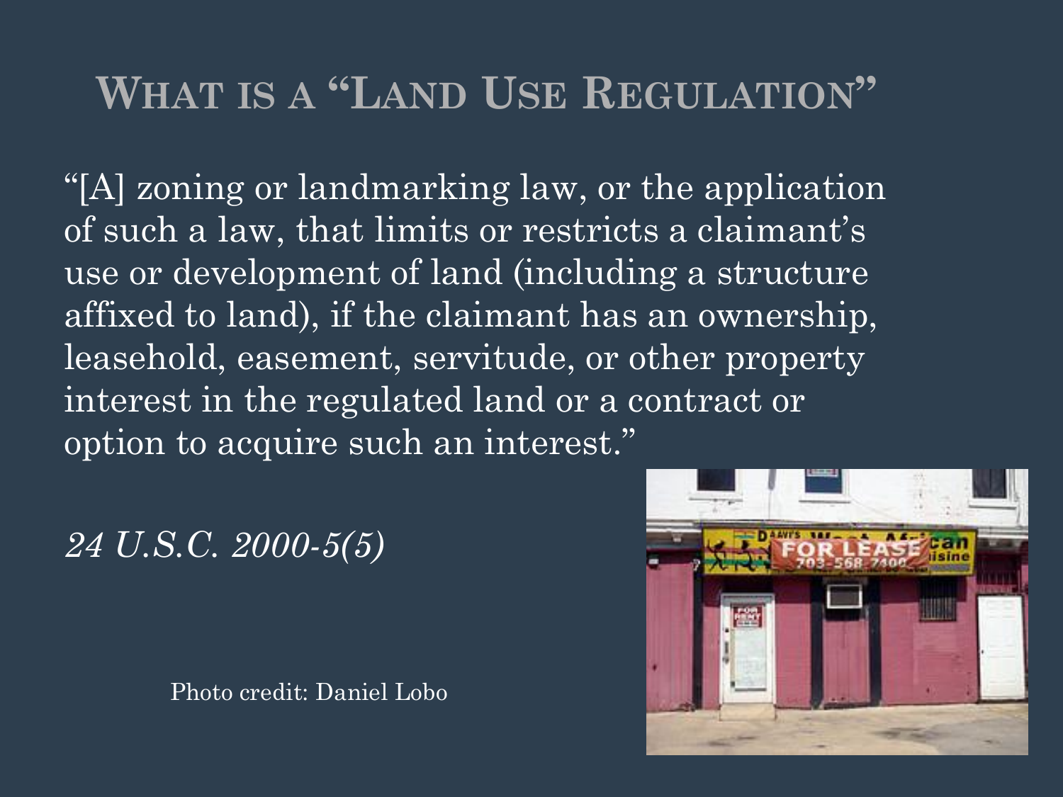# What is a "Land Use Regulation"

"[A] zoning or landmarking law, or the application of such a law, that limits or restricts a claimant's use or development of land (including a structure affixed to land), if the claimant has an ownership, leasehold, easement, servitude, or other property interest in the regulated land or a contract or option to acquire such an interest."

*24 U.S.C. 2000-5(5)*

Photo credit: Daniel Lobo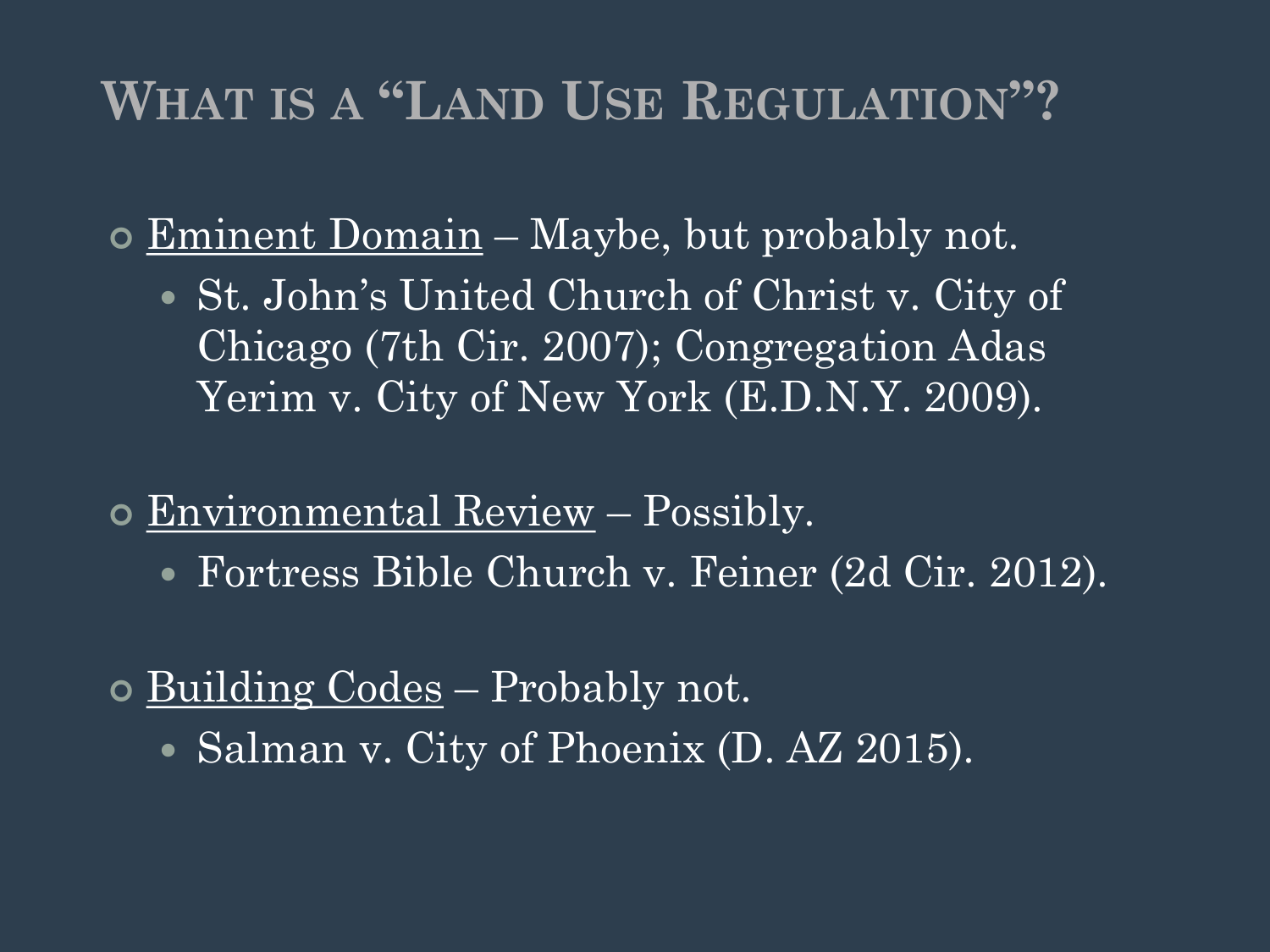# What is a "Land Use Regulation"?

- Eminent Domain – Maybe, but probably not.
  - St. John's United Church of Christ v. City of Chicago (7th Cir. 2007); Congregation Adas Yerim v. City of New York (E.D.N.Y. 2009).

- Environmental Review – Possibly.
  - Fortress Bible Church v. Feiner (2d Cir. 2012).

- Building Codes – Probably not.
  - Salman v. City of Phoenix (D. AZ 2015).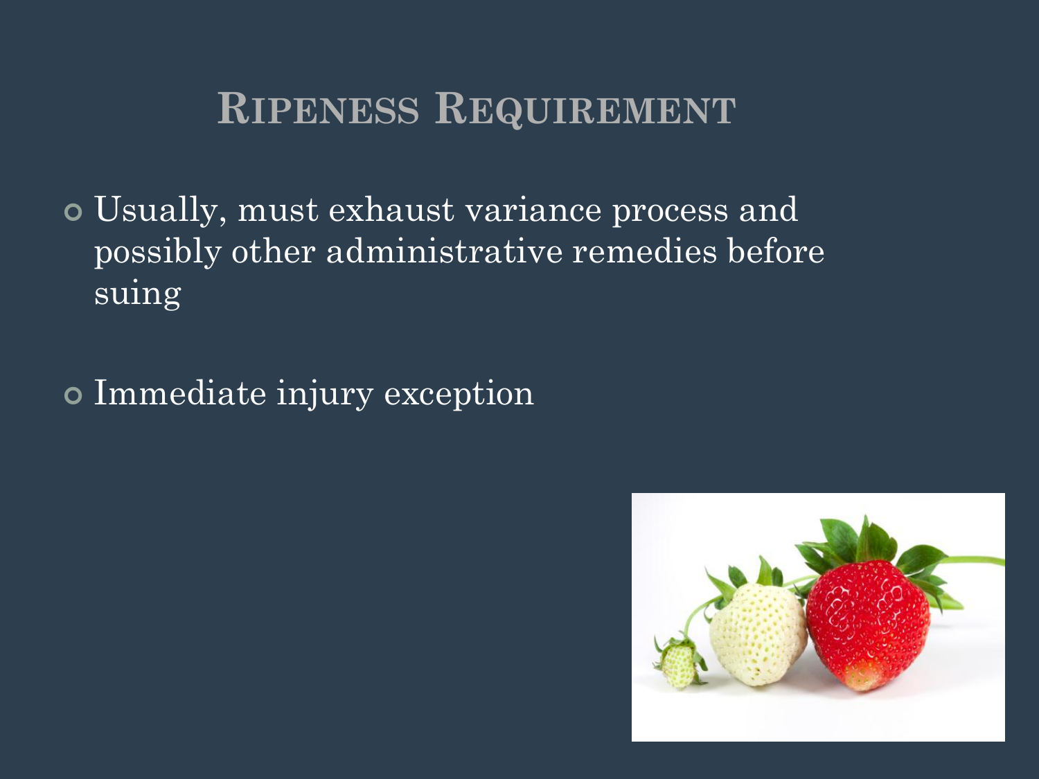# Ripeness Requirement

- Usually, must exhaust variance process and possibly other administrative remedies before suing
- Immediate injury exception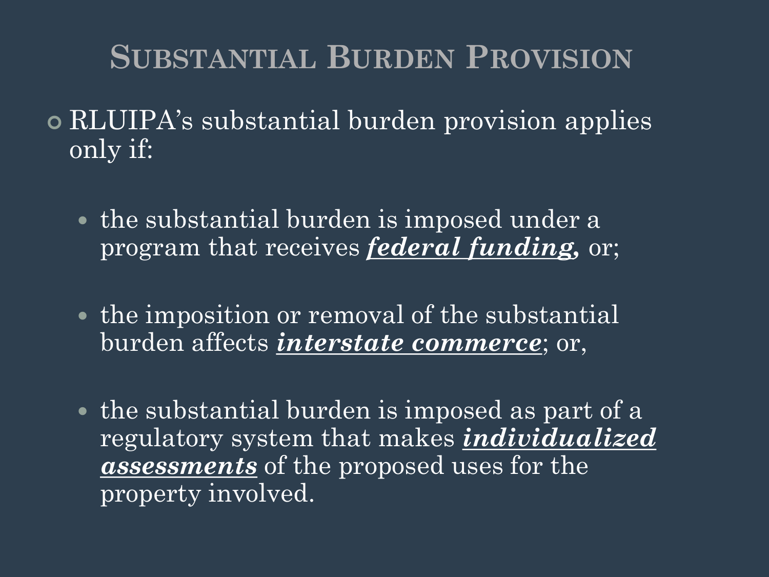# Substantial Burden Provision

- RLUIPA's substantial burden provision applies only if:
  - the substantial burden is imposed under a program that receives ***<u>federal funding</u>*,** or;
  - the imposition or removal of the substantial burden affects ***<u>interstate commerce</u>***; or,
  - the substantial burden is imposed as part of a regulatory system that makes ***<u>individualized assessments</u>*** of the proposed uses for the property involved.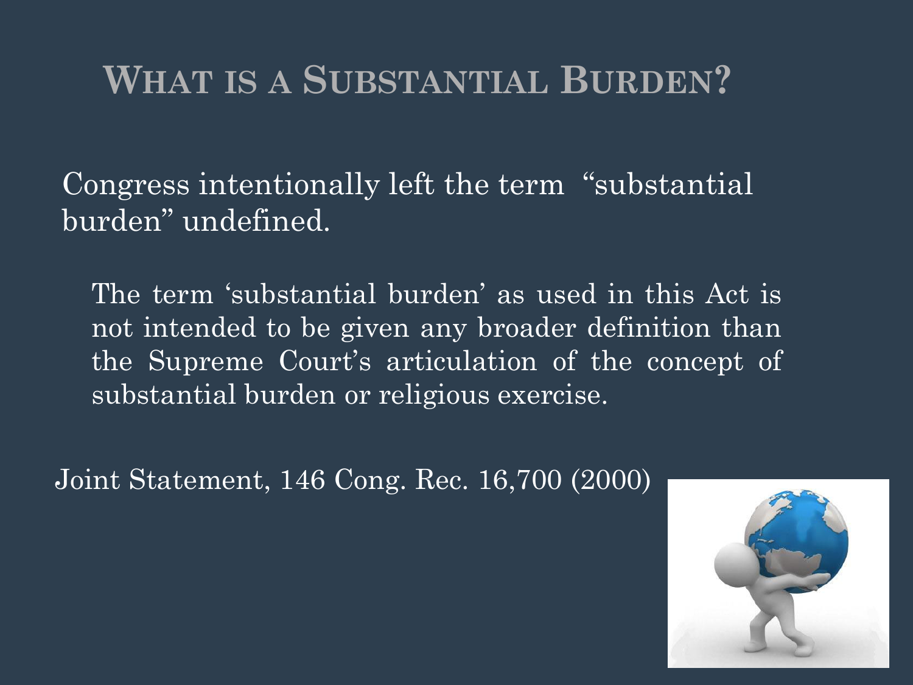# What is a Substantial Burden?

Congress intentionally left the term "substantial burden" undefined.

> The term 'substantial burden' as used in this Act is not intended to be given any broader definition than the Supreme Court's articulation of the concept of substantial burden or religious exercise.

Joint Statement, 146 Cong. Rec. 16,700 (2000)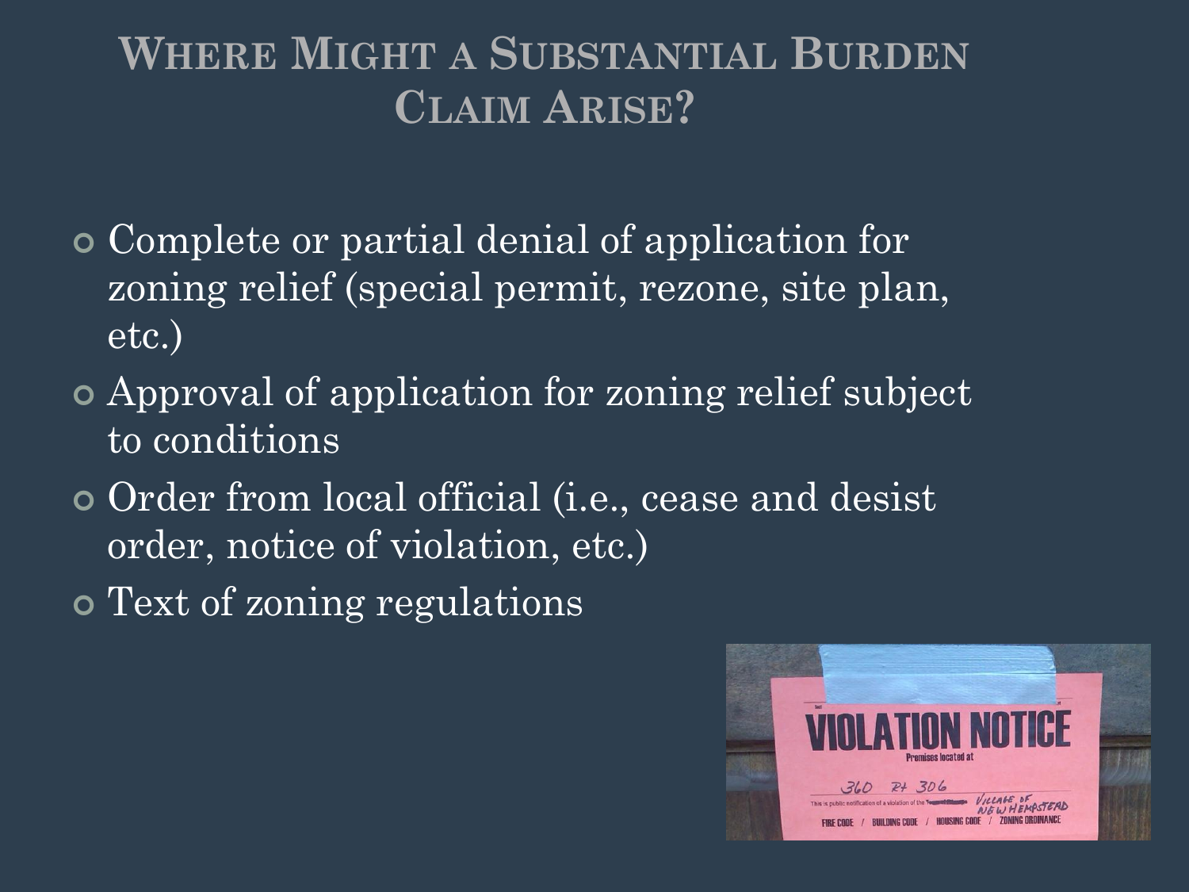# Where Might a Substantial Burden Claim Arise?

- Complete or partial denial of application for zoning relief (special permit, rezone, site plan, etc.)
- Approval of application for zoning relief subject to conditions
- Order from local official (i.e., cease and desist order, notice of violation, etc.)
- Text of zoning regulations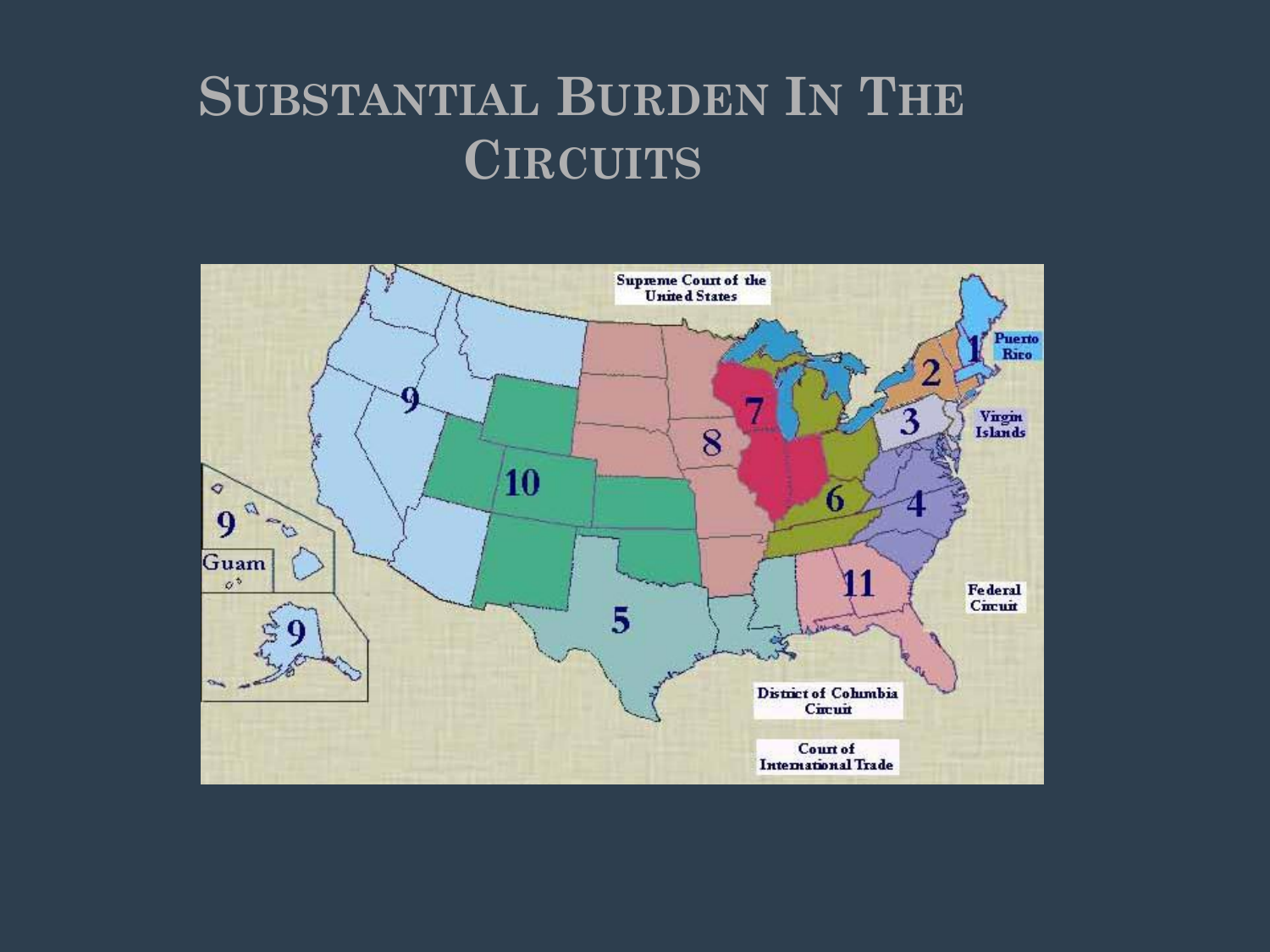# Substantial Burden In The Circuits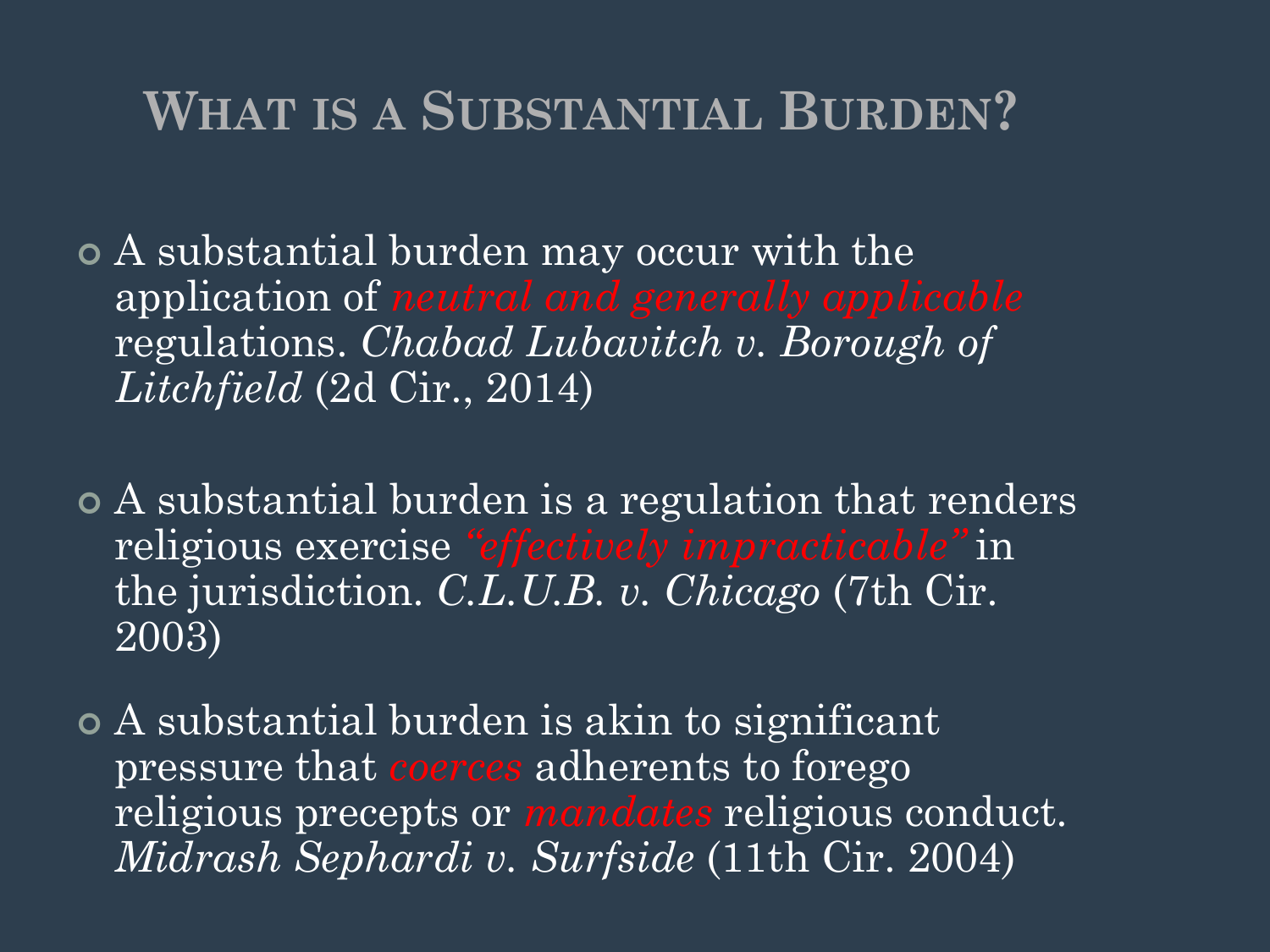# What is a Substantial Burden?

- A substantial burden may occur with the application of *neutral and generally applicable* regulations. *Chabad Lubavitch v. Borough of Litchfield* (2d Cir., 2014)

- A substantial burden is a regulation that renders religious exercise *"effectively impracticable"* in the jurisdiction. *C.L.U.B. v. Chicago* (7th Cir. 2003)

- A substantial burden is akin to significant pressure that *coerces* adherents to forego religious precepts or *mandates* religious conduct. *Midrash Sephardi v. Surfside* (11th Cir. 2004)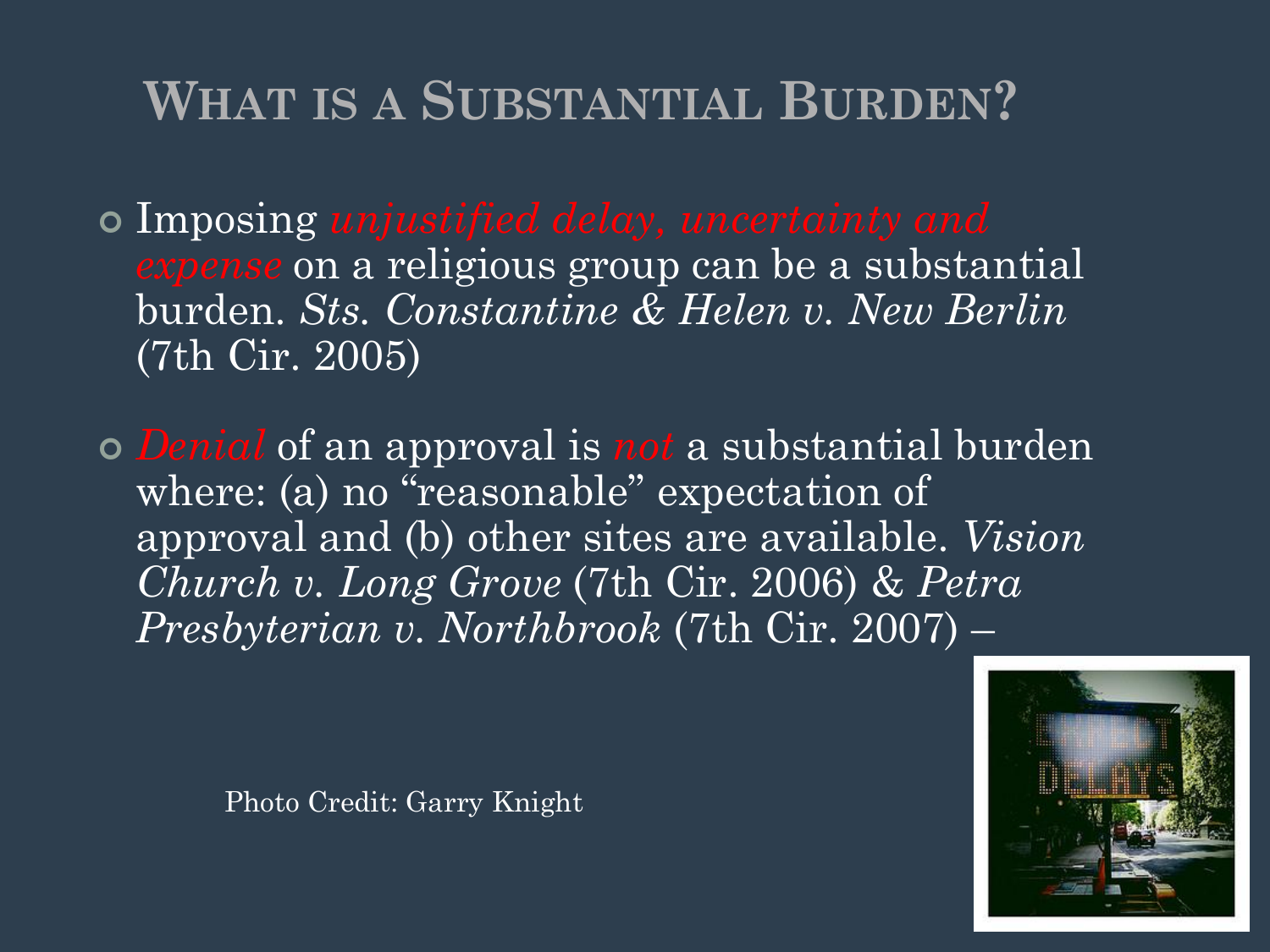# What is a Substantial Burden?

- Imposing *unjustified delay, uncertainty and expense* on a religious group can be a substantial burden. *Sts. Constantine & Helen v. New Berlin* (7th Cir. 2005)

- *Denial* of an approval is *not* a substantial burden where: (a) no "reasonable" expectation of approval and (b) other sites are available. *Vision Church v. Long Grove* (7th Cir. 2006) & *Petra Presbyterian v. Northbrook* (7th Cir. 2007) –

Photo Credit: Garry Knight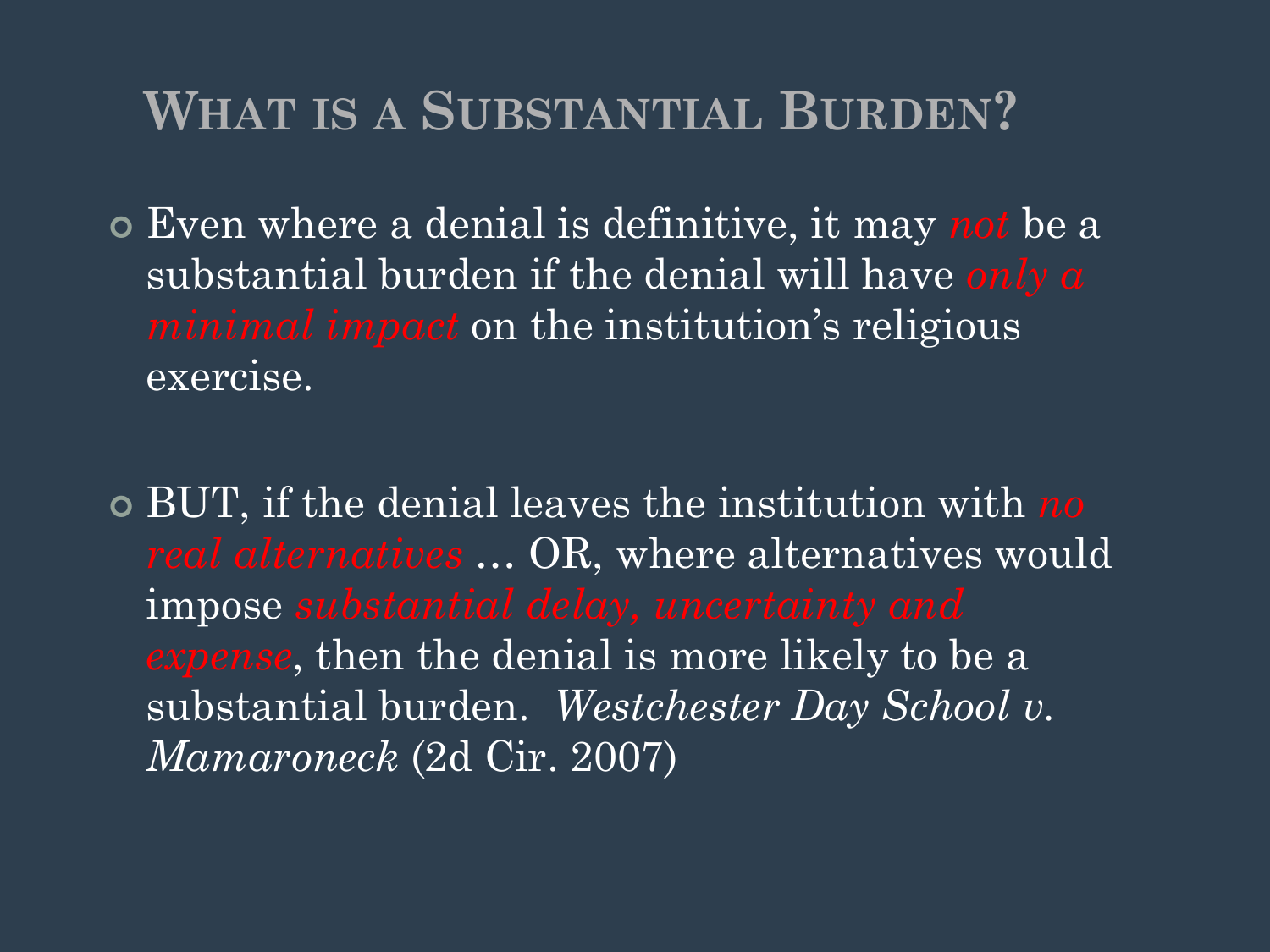# What is a Substantial Burden?

- Even where a denial is definitive, it may *not* be a substantial burden if the denial will have *only a minimal impact* on the institution's religious exercise.

- BUT, if the denial leaves the institution with *no real alternatives* … OR, where alternatives would impose *substantial delay, uncertainty and expense*, then the denial is more likely to be a substantial burden. *Westchester Day School v. Mamaroneck* (2d Cir. 2007)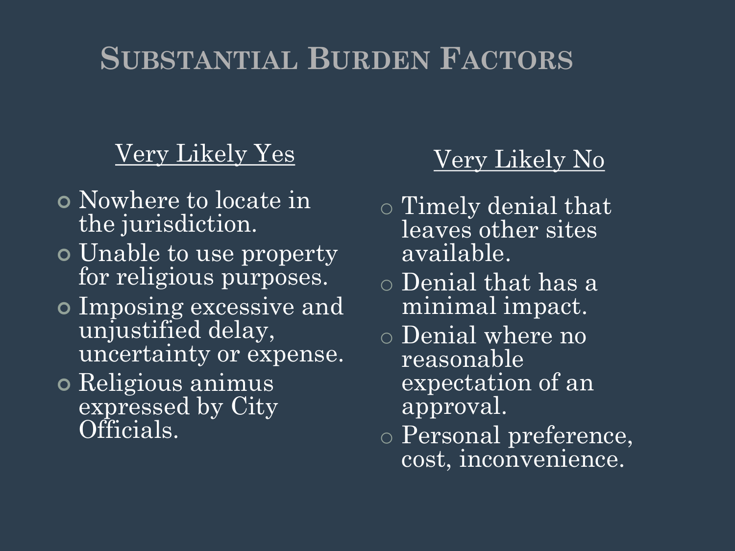# Substantial Burden Factors

**Very Likely Yes**

- Nowhere to locate in the jurisdiction.
- Unable to use property for religious purposes.
- Imposing excessive and unjustified delay, uncertainty or expense.
- Religious animus expressed by City Officials.

**Very Likely No**

- Timely denial that leaves other sites available.
- Denial that has a minimal impact.
- Denial where no reasonable expectation of an approval.
- Personal preference, cost, inconvenience.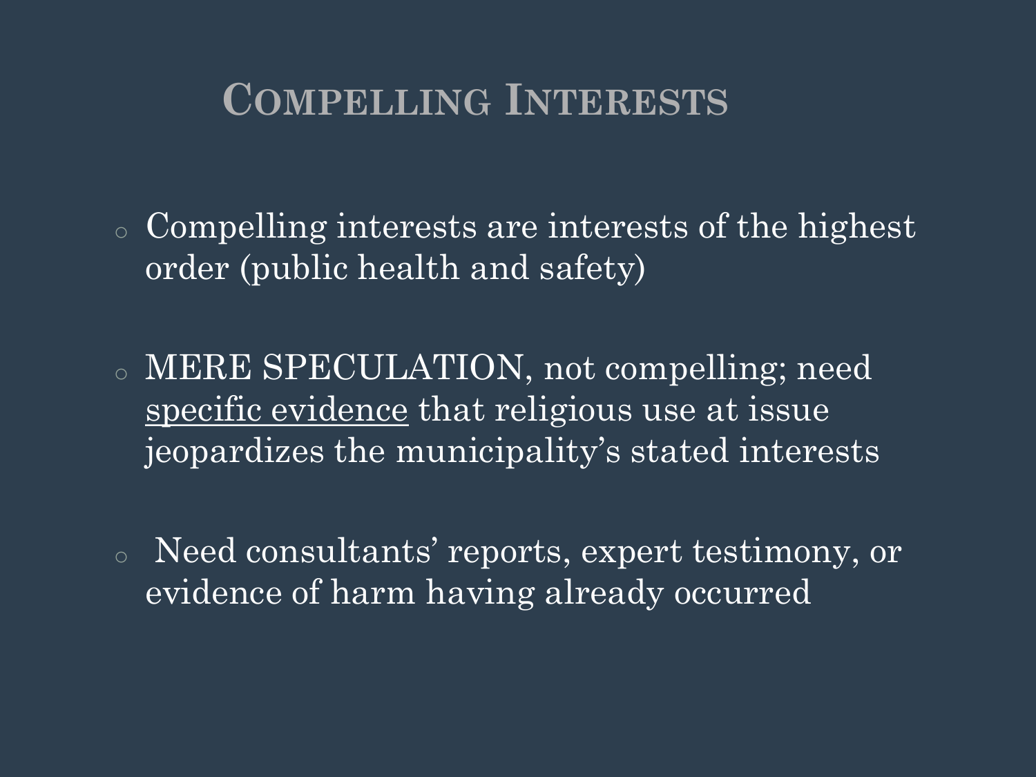# Compelling Interests

- Compelling interests are interests of the highest order (public health and safety)
- MERE SPECULATION, not compelling; need <u>specific evidence</u> that religious use at issue jeopardizes the municipality's stated interests
- Need consultants' reports, expert testimony, or evidence of harm having already occurred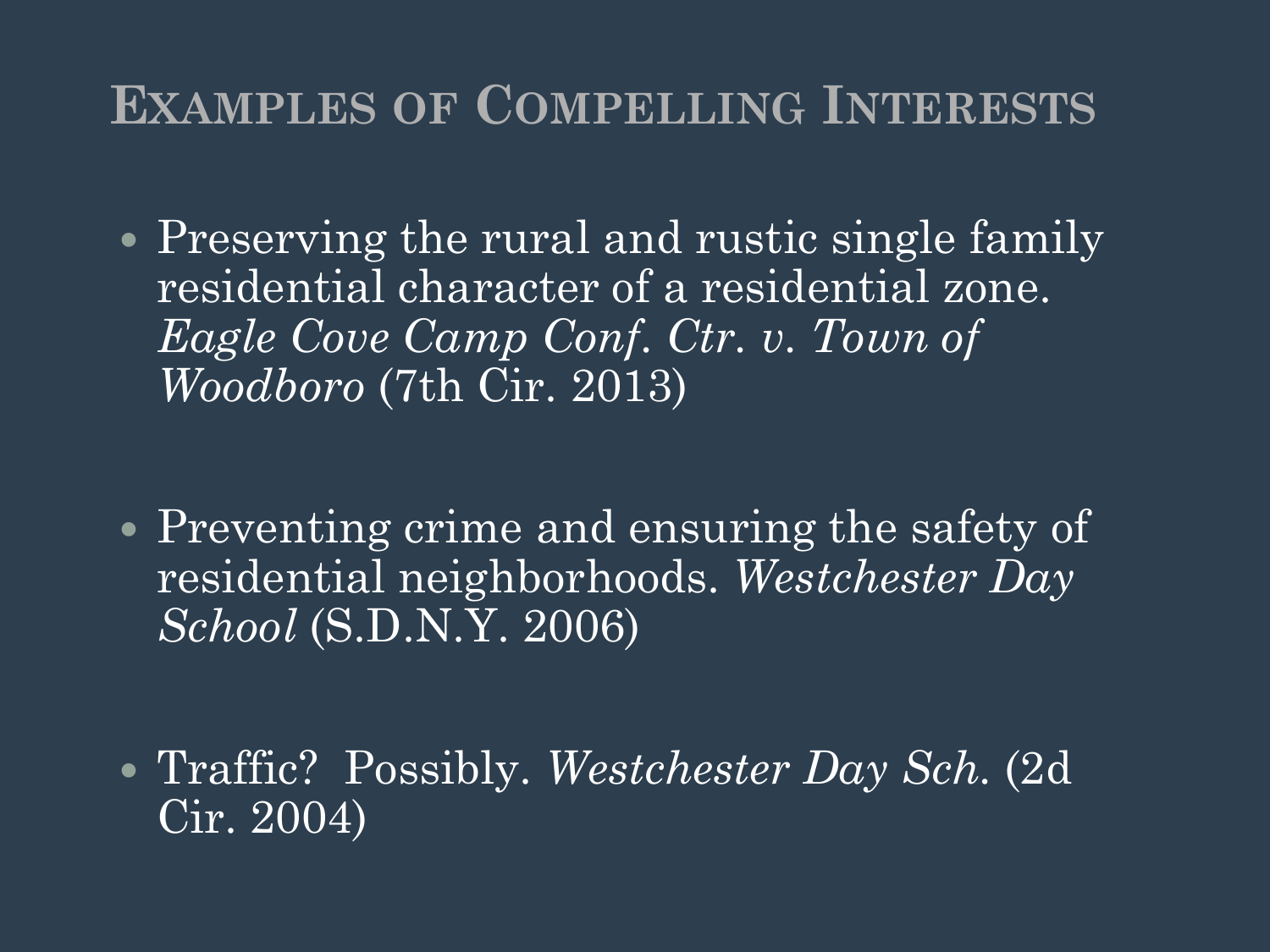# Examples of Compelling Interests

- Preserving the rural and rustic single family residential character of a residential zone. *Eagle Cove Camp Conf. Ctr. v. Town of Woodboro* (7th Cir. 2013)

- Preventing crime and ensuring the safety of residential neighborhoods. *Westchester Day School* (S.D.N.Y. 2006)

- Traffic? Possibly. *Westchester Day Sch.* (2d Cir. 2004)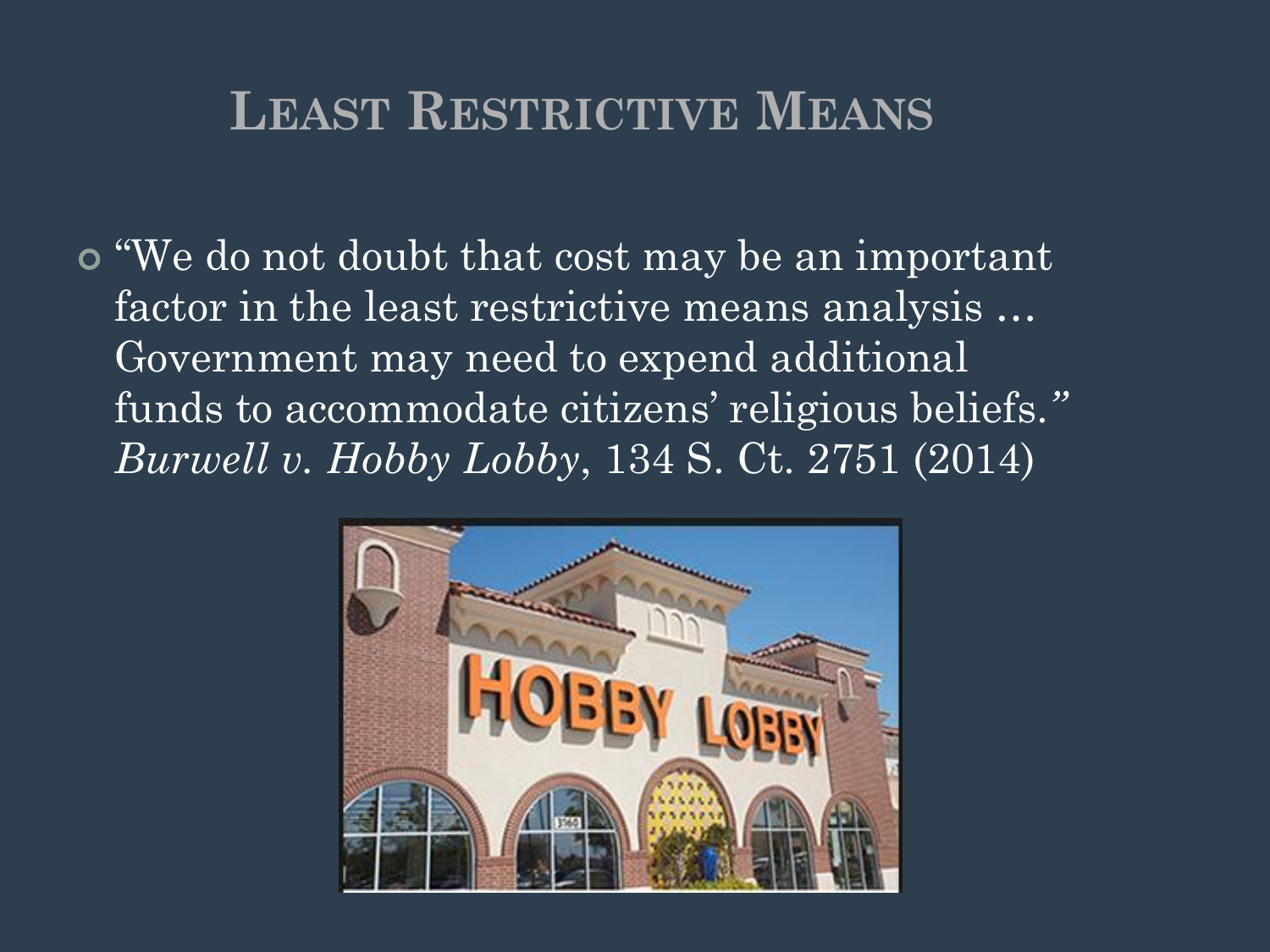# Least Restrictive Means

- "We do not doubt that cost may be an important factor in the least restrictive means analysis … Government may need to expend additional funds to accommodate citizens' religious beliefs." *Burwell v. Hobby Lobby*, 134 S. Ct. 2751 (2014)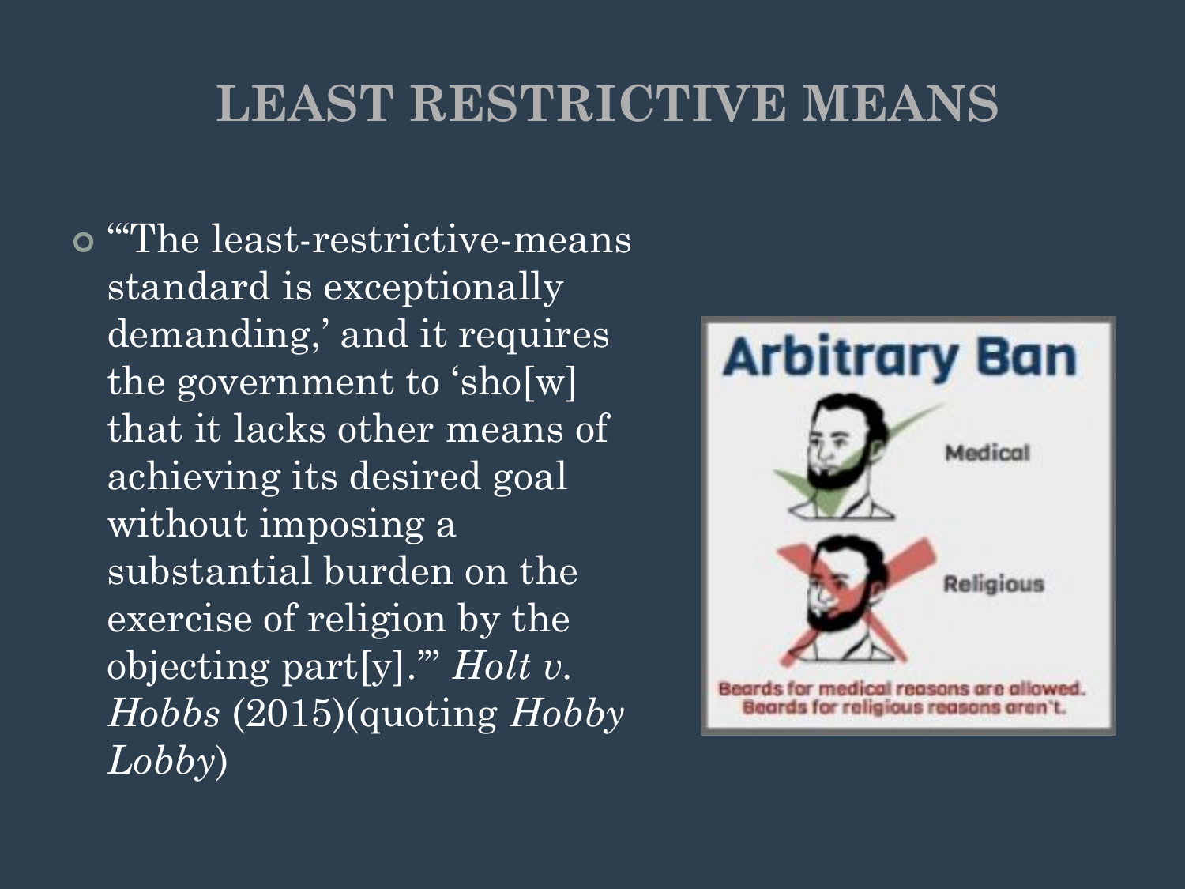# LEAST RESTRICTIVE MEANS

- "'The least-restrictive-means standard is exceptionally demanding,' and it requires the government to 'sho[w] that it lacks other means of achieving its desired goal without imposing a substantial burden on the exercise of religion by the objecting part[y].'" *Holt v. Hobbs* (2015)(quoting *Hobby Lobby*)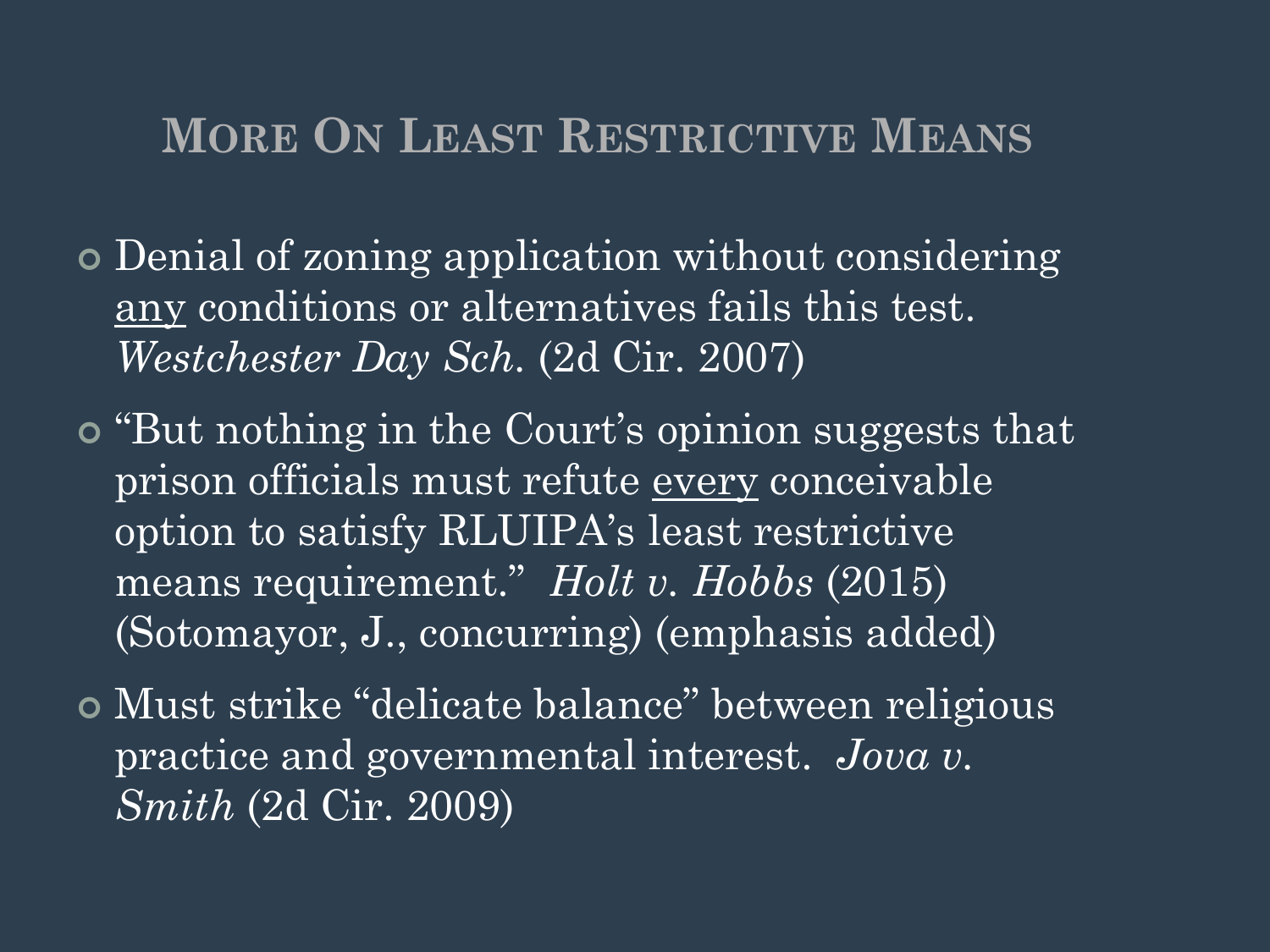# More On Least Restrictive Means

- Denial of zoning application without considering <u>any</u> conditions or alternatives fails this test. *Westchester Day Sch*. (2d Cir. 2007)
- "But nothing in the Court's opinion suggests that prison officials must refute <u>every</u> conceivable option to satisfy RLUIPA's least restrictive means requirement." *Holt v. Hobbs* (2015) (Sotomayor, J., concurring) (emphasis added)
- Must strike "delicate balance" between religious practice and governmental interest. *Jova v. Smith* (2d Cir. 2009)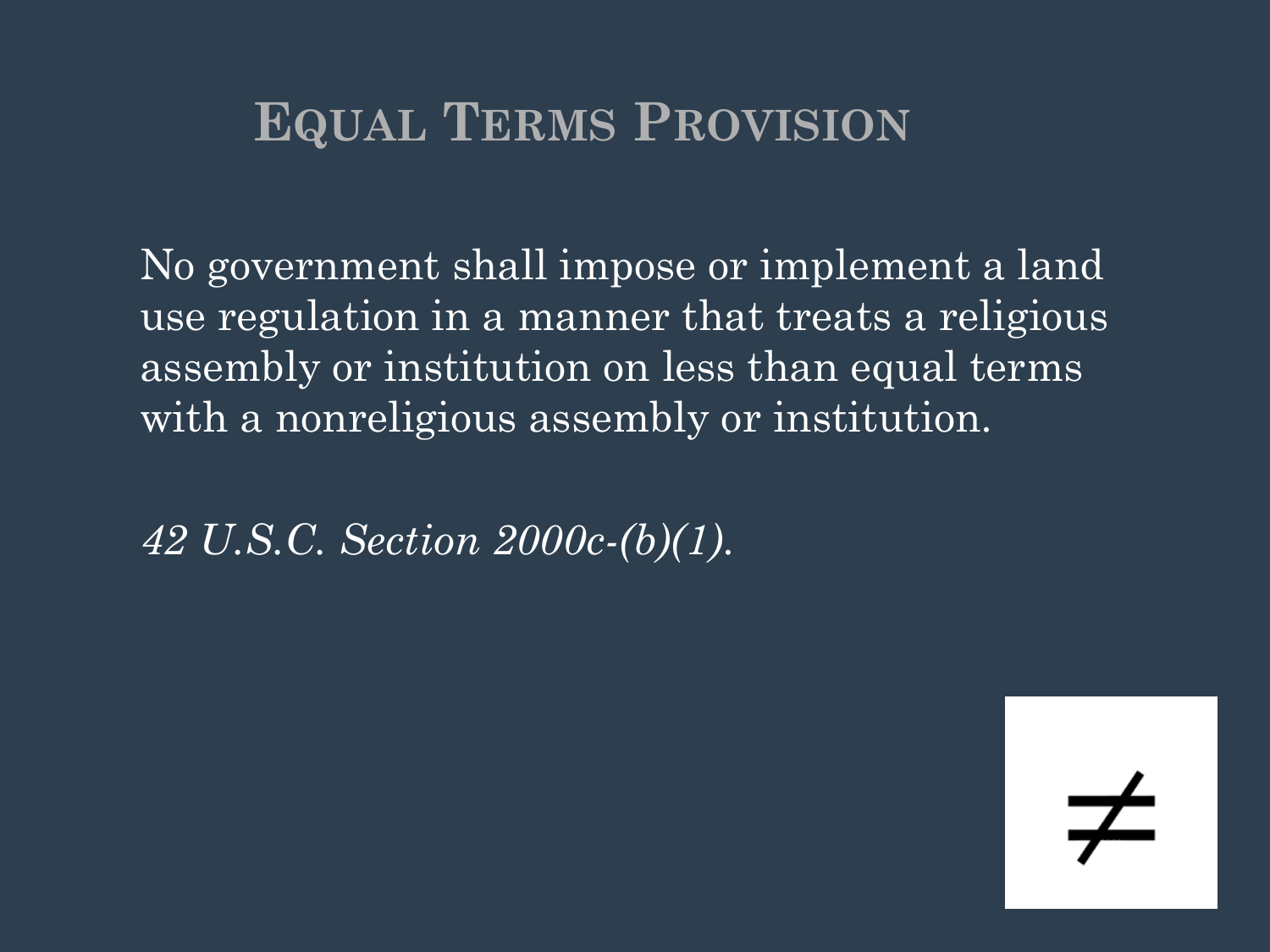# Equal Terms Provision

No government shall impose or implement a land use regulation in a manner that treats a religious assembly or institution on less than equal terms with a nonreligious assembly or institution.

*42 U.S.C. Section 2000c-(b)(1).*

$\neq$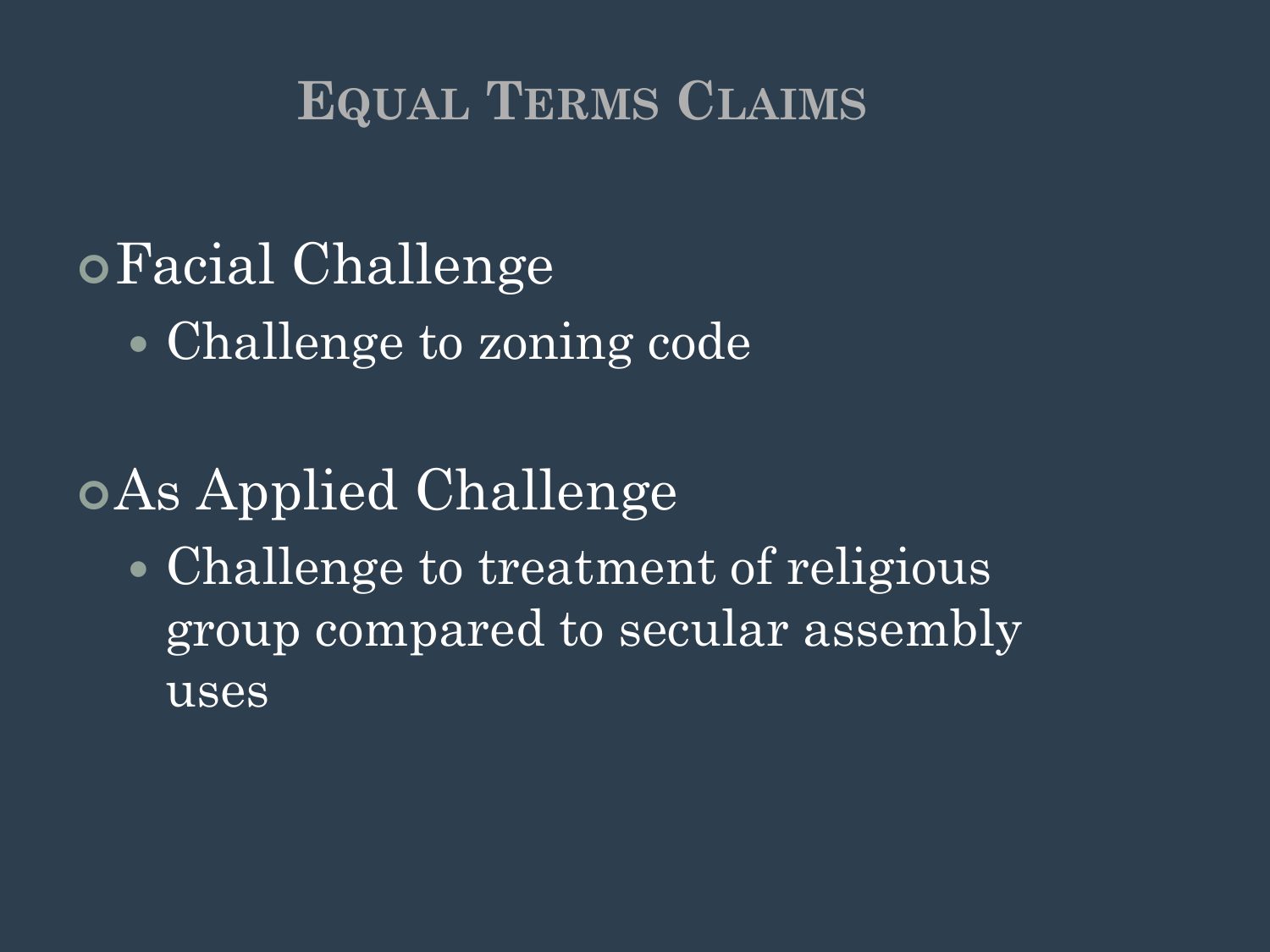# Equal Terms Claims

- Facial Challenge
  - Challenge to zoning code
- As Applied Challenge
  - Challenge to treatment of religious group compared to secular assembly uses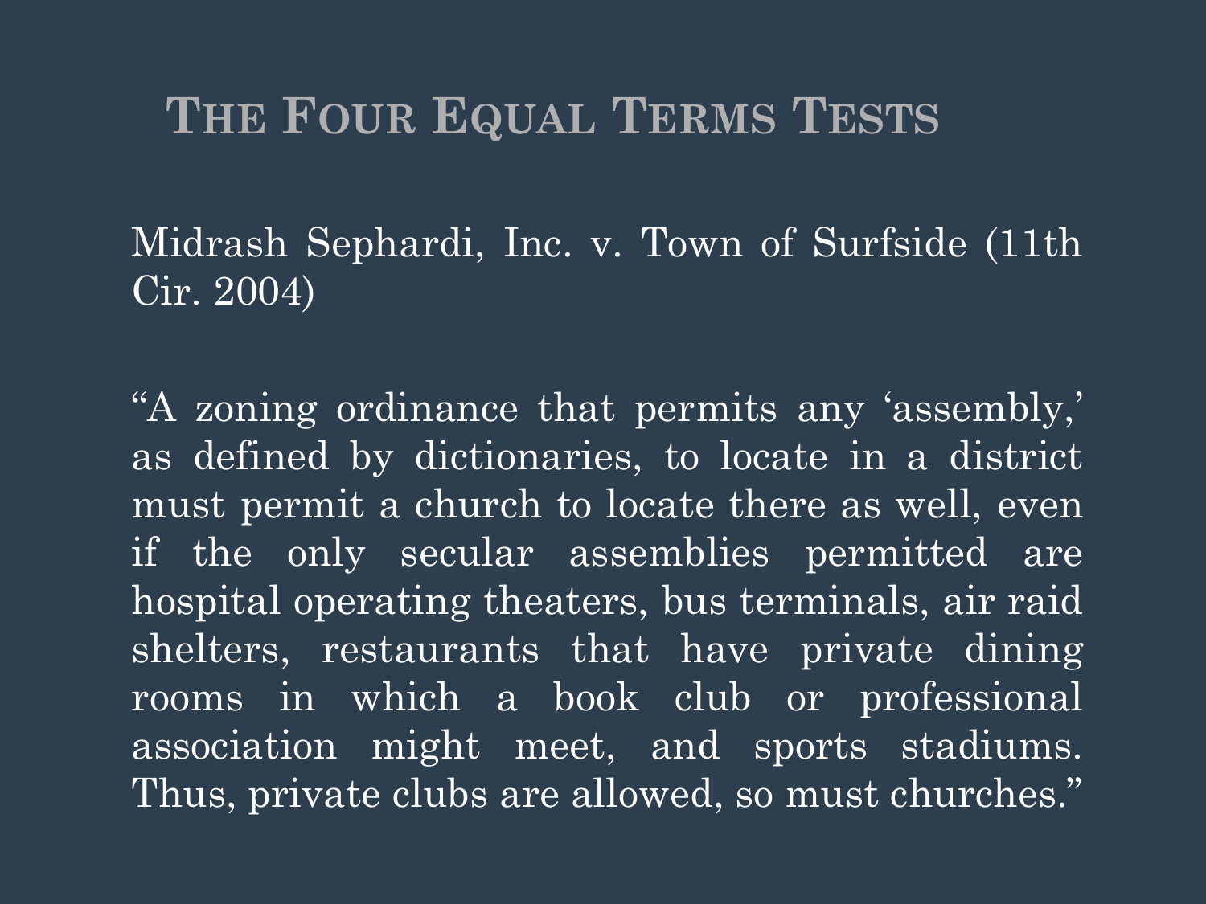# The Four Equal Terms Tests

Midrash Sephardi, Inc. v. Town of Surfside (11th Cir. 2004)

"A zoning ordinance that permits any 'assembly,' as defined by dictionaries, to locate in a district must permit a church to locate there as well, even if the only secular assemblies permitted are hospital operating theaters, bus terminals, air raid shelters, restaurants that have private dining rooms in which a book club or professional association might meet, and sports stadiums. Thus, private clubs are allowed, so must churches."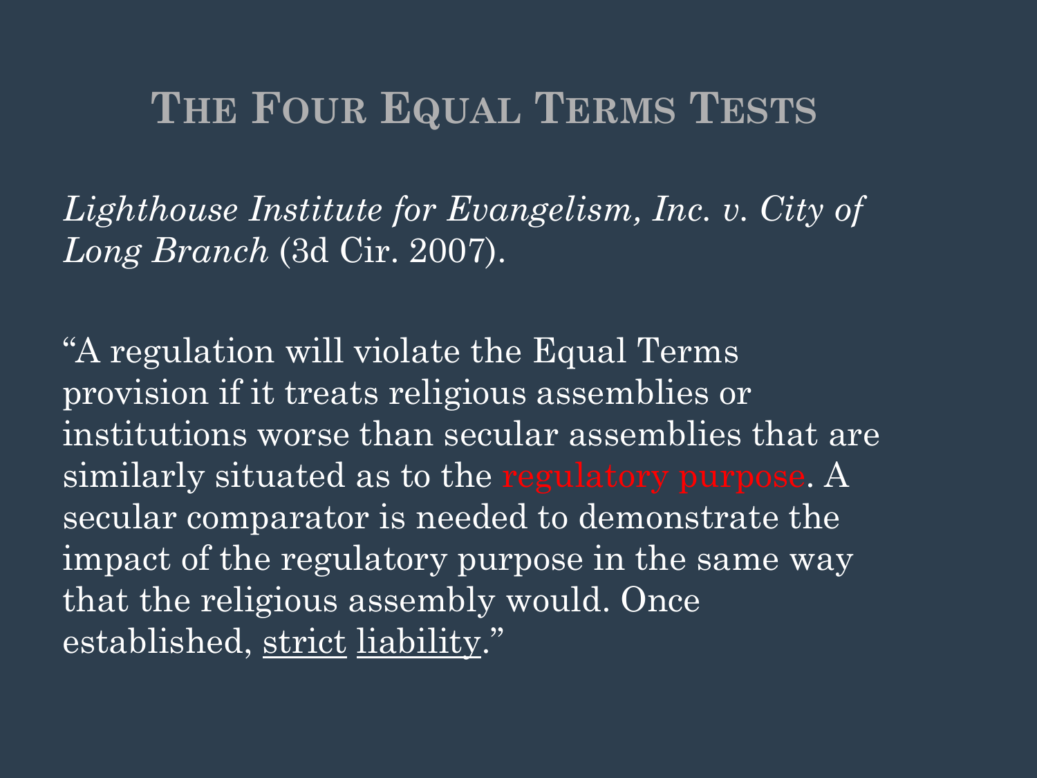# The Four Equal Terms Tests

*Lighthouse Institute for Evangelism, Inc. v. City of Long Branch* (3d Cir. 2007).

"A regulation will violate the Equal Terms provision if it treats religious assemblies or institutions worse than secular assemblies that are similarly situated as to the regulatory purpose. A secular comparator is needed to demonstrate the impact of the regulatory purpose in the same way that the religious assembly would. Once established, <u>strict</u> <u>liability</u>."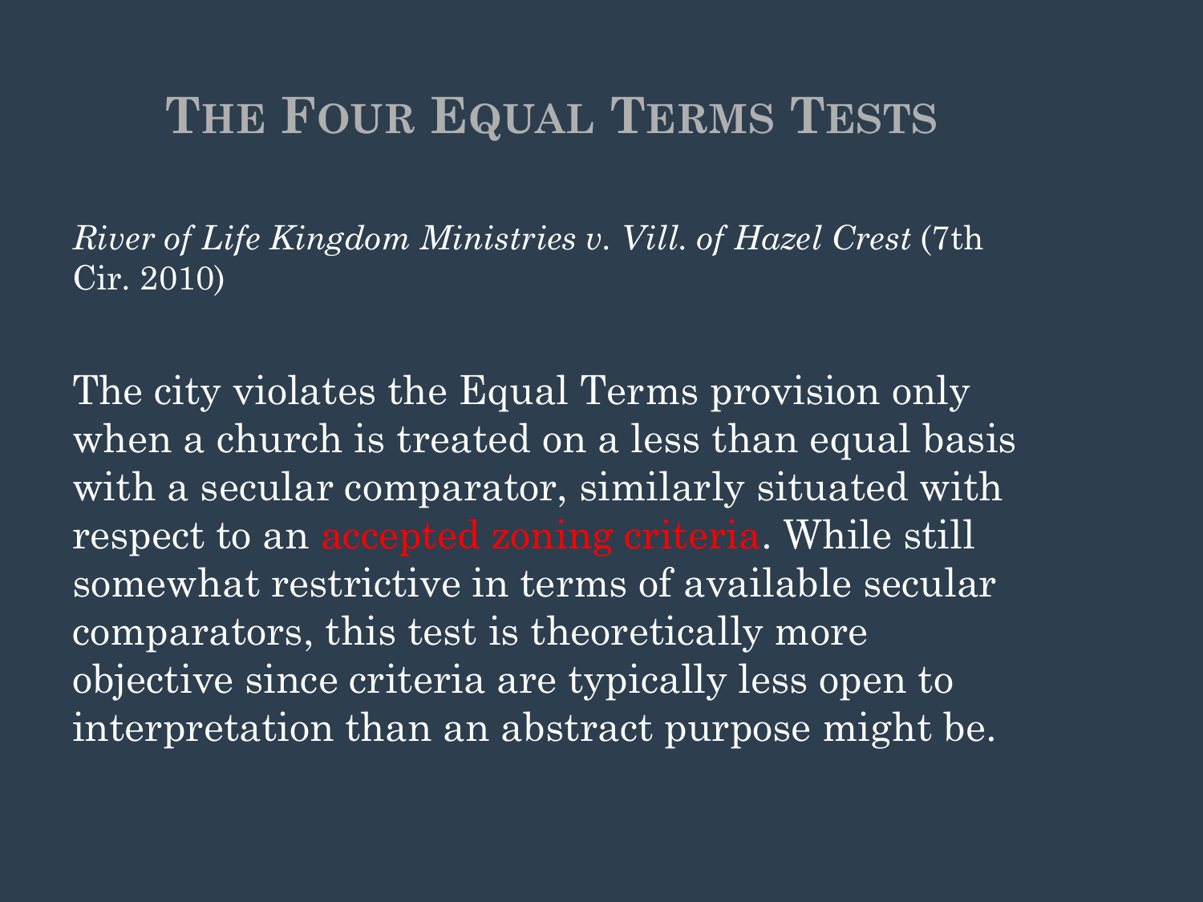# The Four Equal Terms Tests

*River of Life Kingdom Ministries v. Vill. of Hazel Crest* (7th Cir. 2010)

The city violates the Equal Terms provision only when a church is treated on a less than equal basis with a secular comparator, similarly situated with respect to an accepted zoning criteria. While still somewhat restrictive in terms of available secular comparators, this test is theoretically more objective since criteria are typically less open to interpretation than an abstract purpose might be.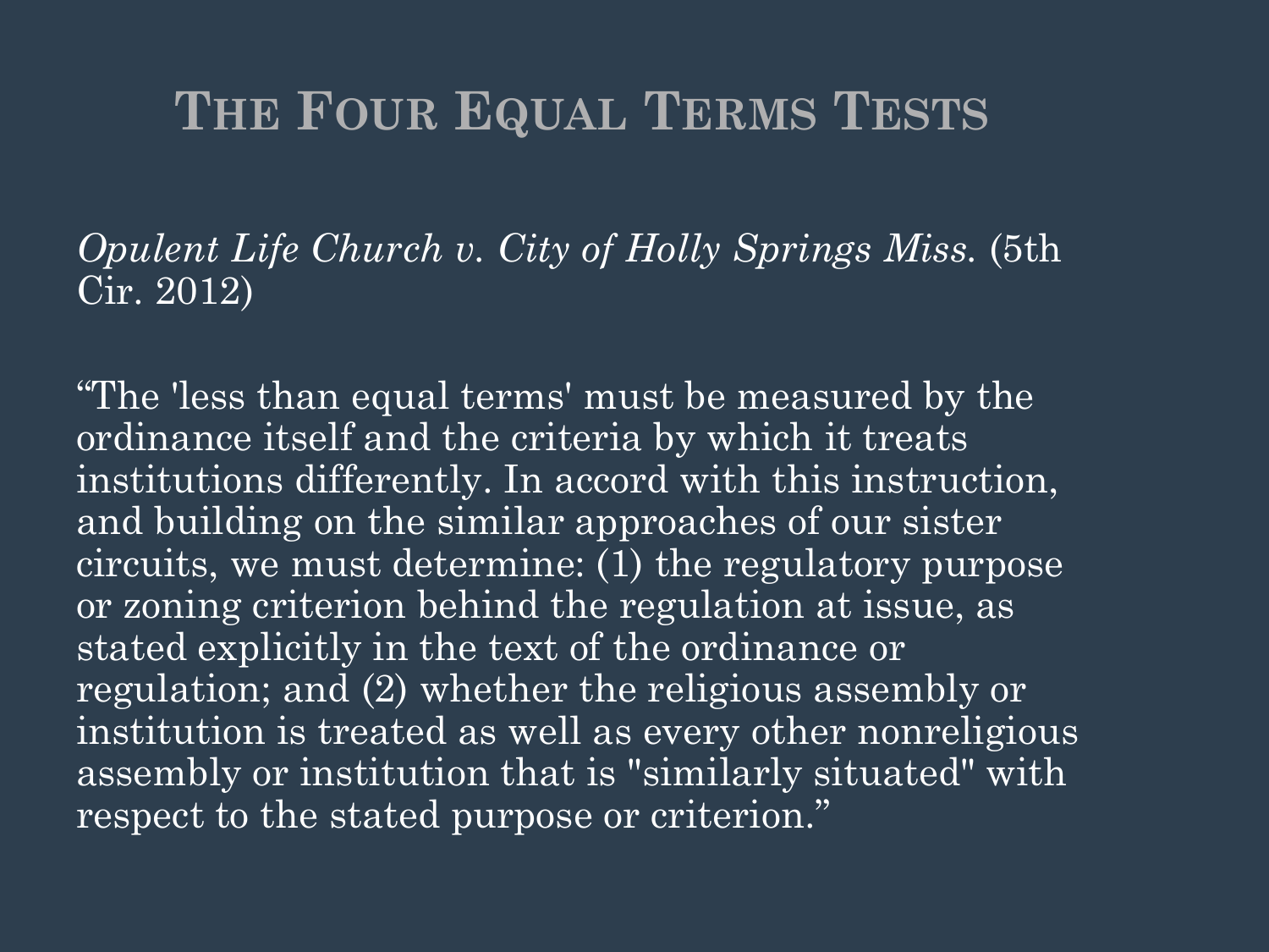# The Four Equal Terms Tests

*Opulent Life Church v. City of Holly Springs Miss.* (5th Cir. 2012)

“The 'less than equal terms' must be measured by the ordinance itself and the criteria by which it treats institutions differently. In accord with this instruction, and building on the similar approaches of our sister circuits, we must determine: (1) the regulatory purpose or zoning criterion behind the regulation at issue, as stated explicitly in the text of the ordinance or regulation; and (2) whether the religious assembly or institution is treated as well as every other nonreligious assembly or institution that is "similarly situated" with respect to the stated purpose or criterion.”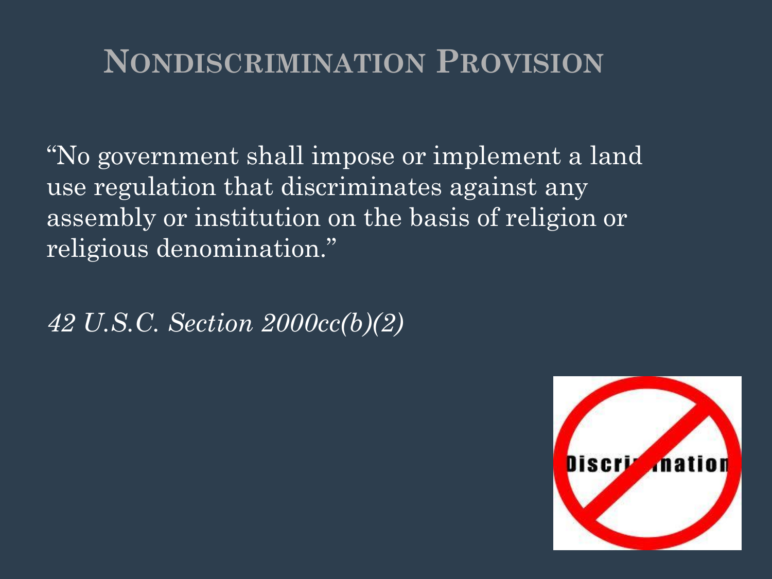# Nondiscrimination Provision

"No government shall impose or implement a land use regulation that discriminates against any assembly or institution on the basis of religion or religious denomination."

*42 U.S.C. Section 2000cc(b)(2)*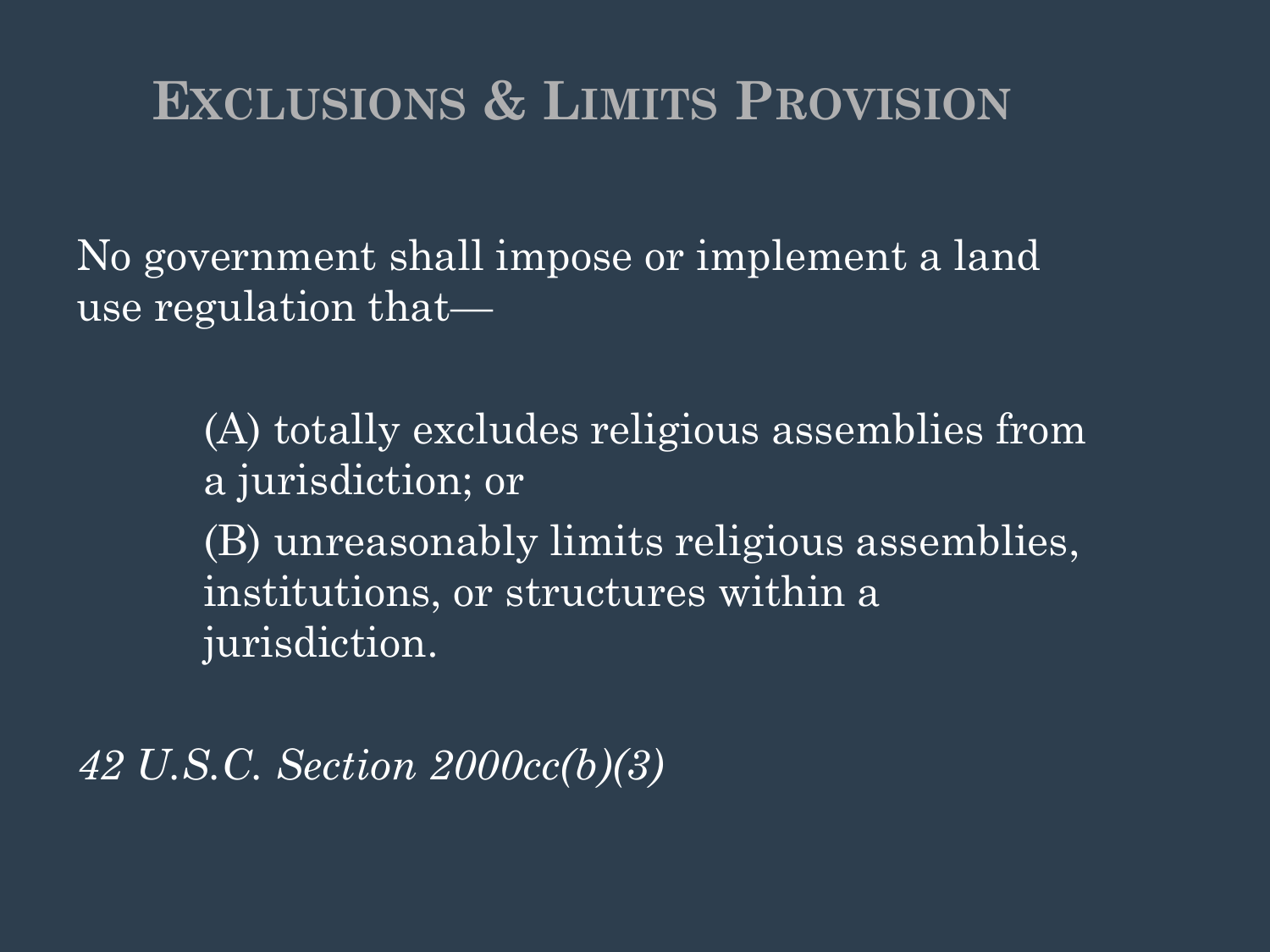# Exclusions & Limits Provision

No government shall impose or implement a land use regulation that—

> (A) totally excludes religious assemblies from a jurisdiction; or
>
> (B) unreasonably limits religious assemblies, institutions, or structures within a jurisdiction.

*42 U.S.C. Section 2000cc(b)(3)*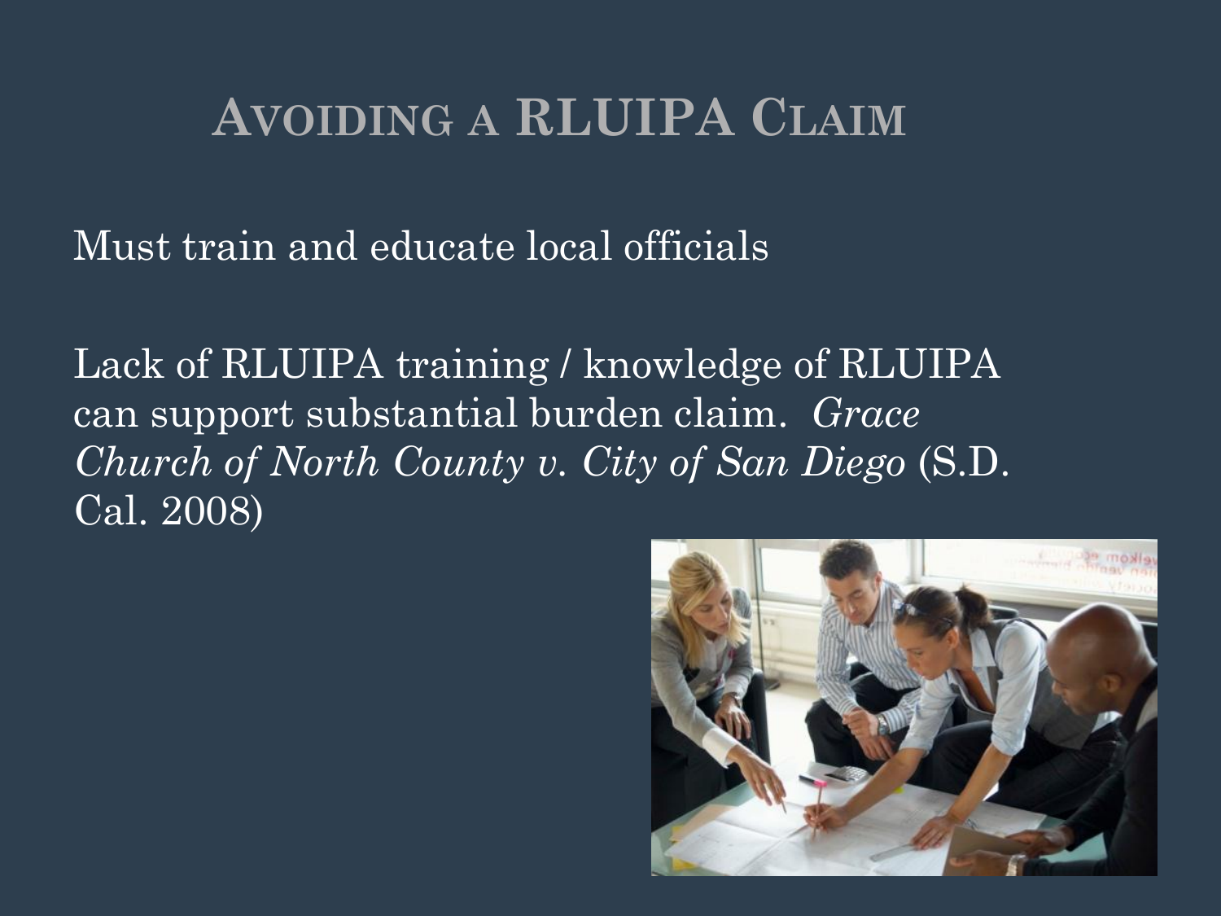# Avoiding a RLUIPA Claim

Must train and educate local officials

Lack of RLUIPA training / knowledge of RLUIPA can support substantial burden claim. *Grace Church of North County v. City of San Diego* (S.D. Cal. 2008)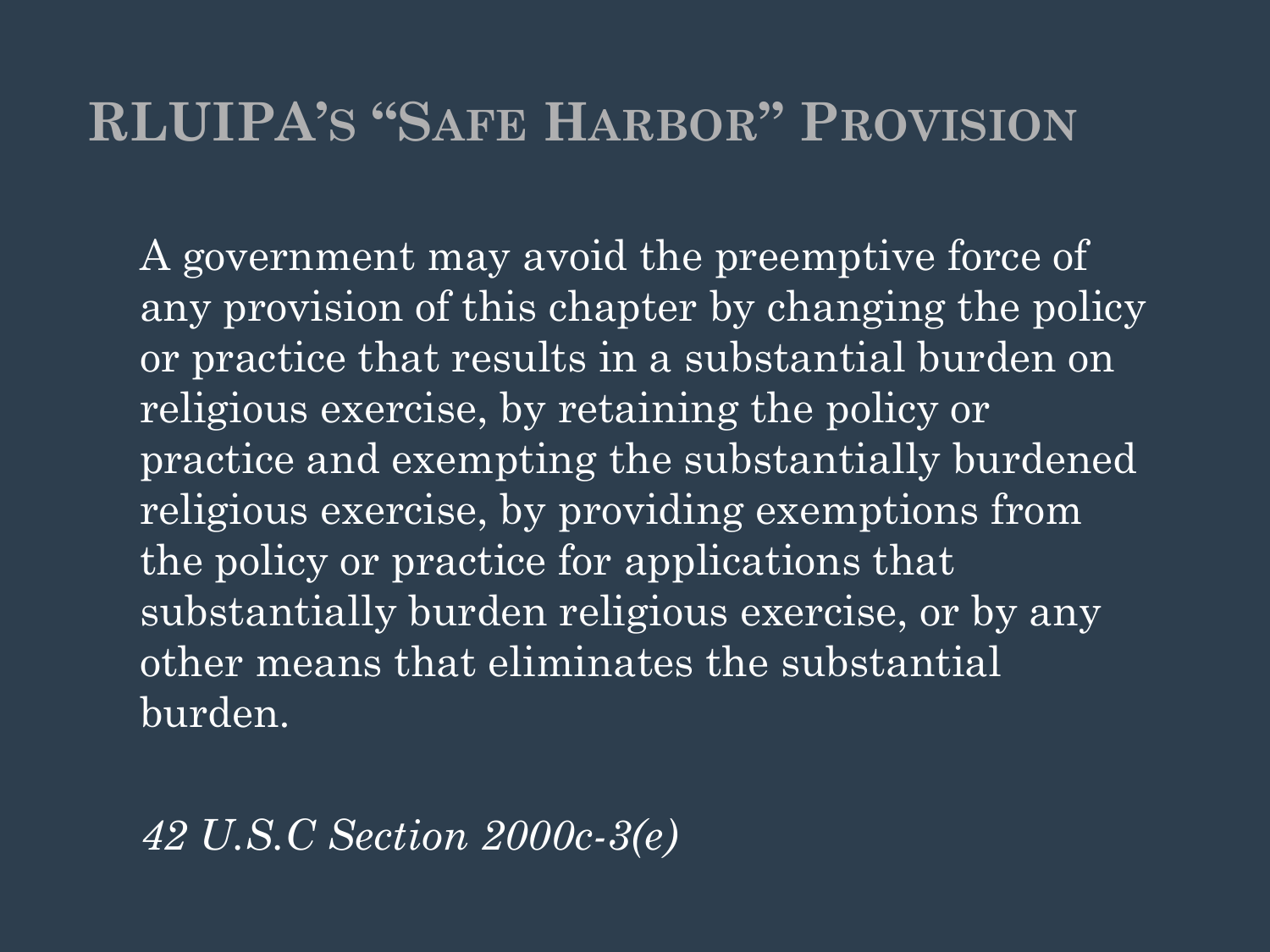# RLUIPA's "Safe Harbor" Provision

A government may avoid the preemptive force of any provision of this chapter by changing the policy or practice that results in a substantial burden on religious exercise, by retaining the policy or practice and exempting the substantially burdened religious exercise, by providing exemptions from the policy or practice for applications that substantially burden religious exercise, or by any other means that eliminates the substantial burden.

*42 U.S.C Section 2000c-3(e)*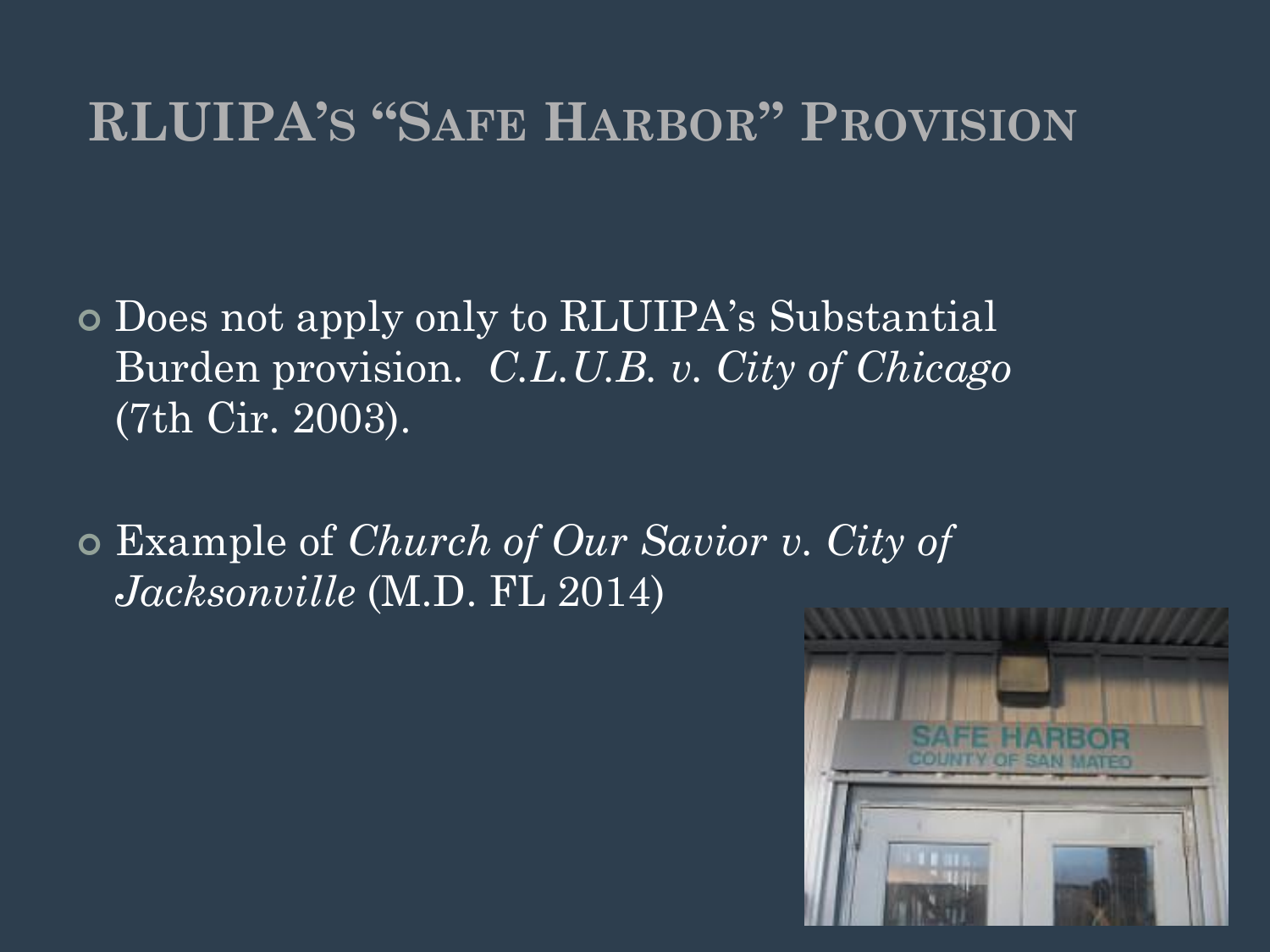# RLUIPA's "Safe Harbor" Provision

- Does not apply only to RLUIPA's Substantial Burden provision. *C.L.U.B. v. City of Chicago* (7th Cir. 2003).
- Example of *Church of Our Savior v. City of Jacksonville* (M.D. FL 2014)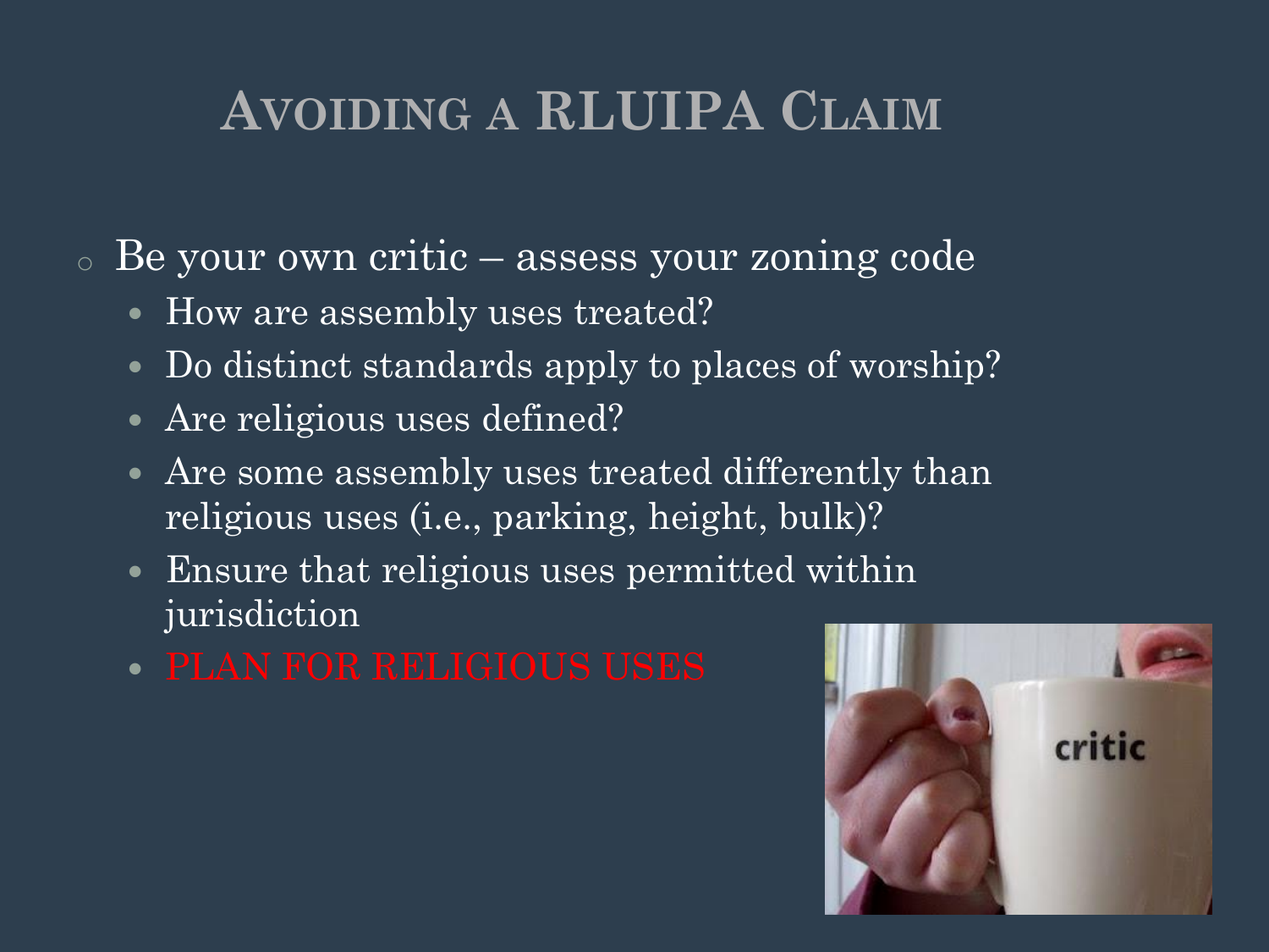# Avoiding a RLUIPA Claim

- Be your own critic – assess your zoning code
  - How are assembly uses treated?
  - Do distinct standards apply to places of worship?
  - Are religious uses defined?
  - Are some assembly uses treated differently than religious uses (i.e., parking, height, bulk)?
  - Ensure that religious uses permitted within jurisdiction
  - PLAN FOR RELIGIOUS USES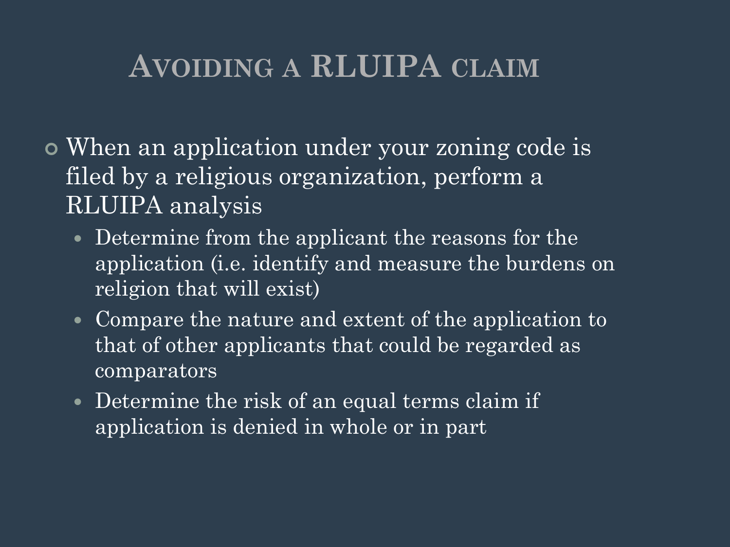# Avoiding a RLUIPA claim

- When an application under your zoning code is filed by a religious organization, perform a RLUIPA analysis
  - Determine from the applicant the reasons for the application (i.e. identify and measure the burdens on religion that will exist)
  - Compare the nature and extent of the application to that of other applicants that could be regarded as comparators
  - Determine the risk of an equal terms claim if application is denied in whole or in part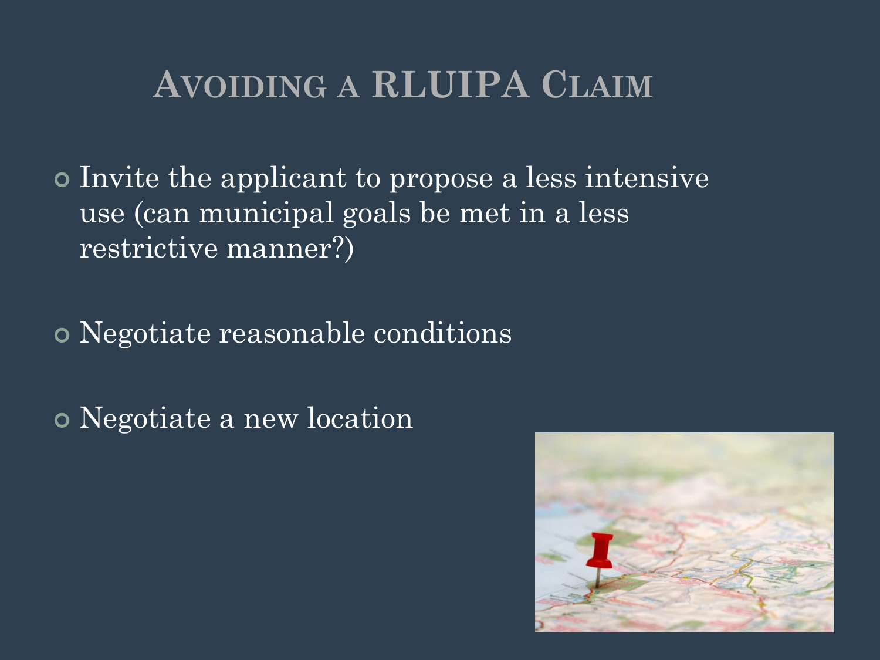# Avoiding a RLUIPA Claim

- Invite the applicant to propose a less intensive use (can municipal goals be met in a less restrictive manner?)

- Negotiate reasonable conditions

- Negotiate a new location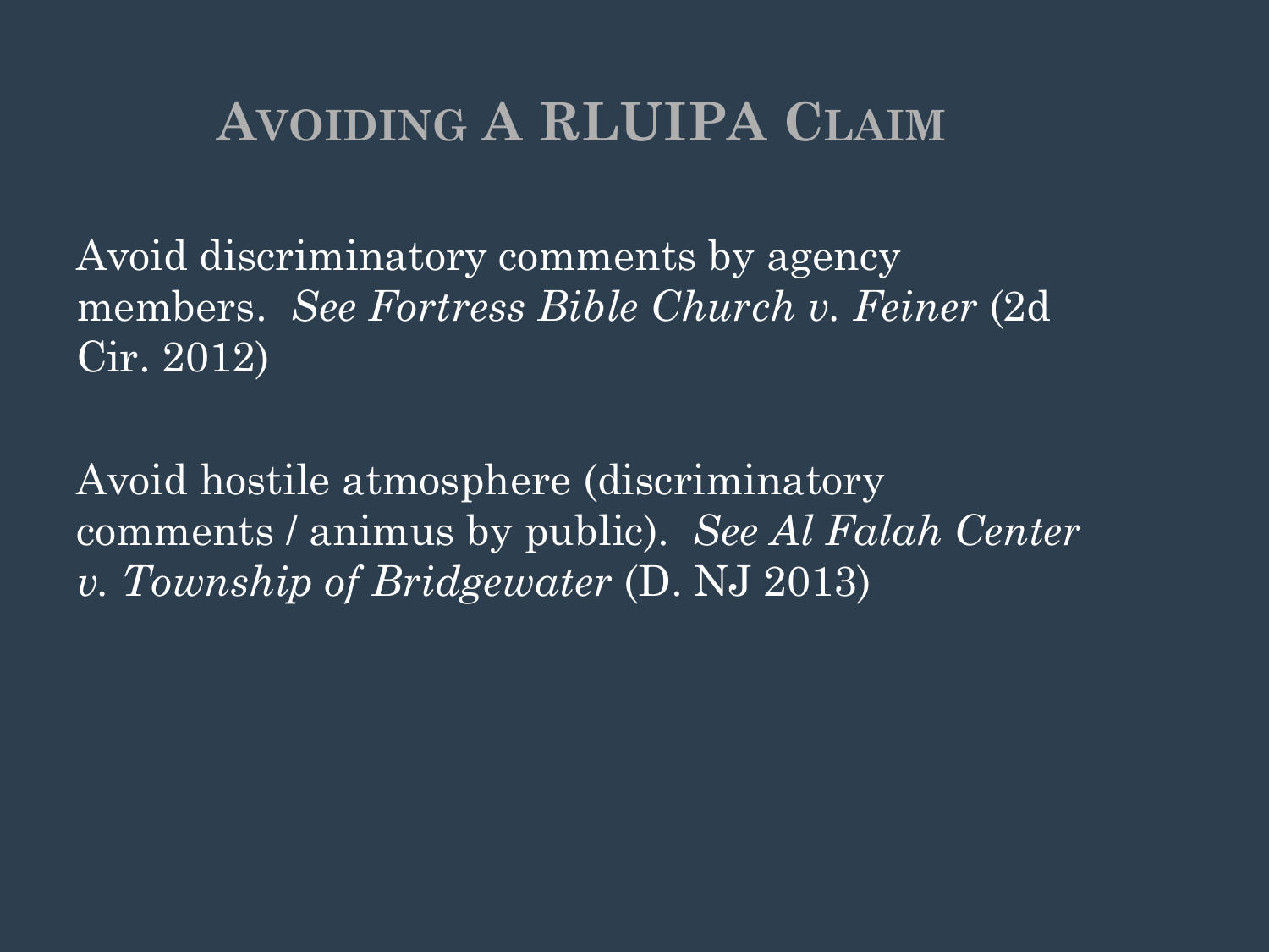# Avoiding A RLUIPA Claim

Avoid discriminatory comments by agency members. *See Fortress Bible Church v. Feiner* (2d Cir. 2012)

Avoid hostile atmosphere (discriminatory comments / animus by public). *See Al Falah Center v. Township of Bridgewater* (D. NJ 2013)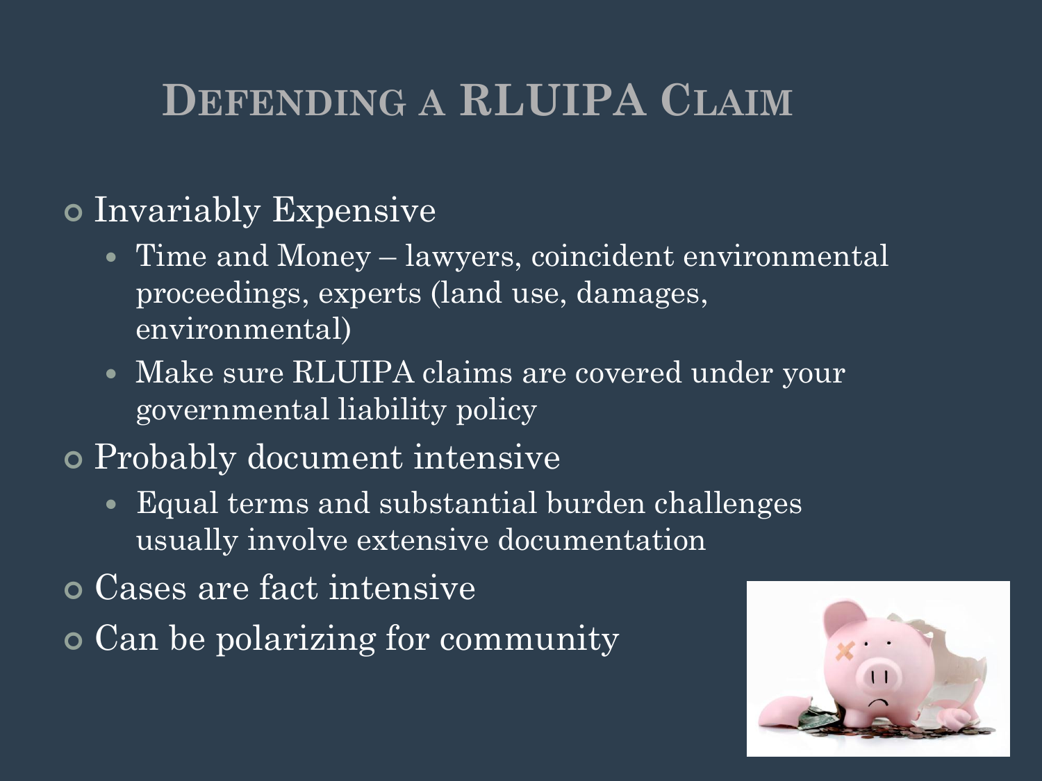# Defending a RLUIPA Claim

- Invariably Expensive
  - Time and Money – lawyers, coincident environmental proceedings, experts (land use, damages, environmental)
  - Make sure RLUIPA claims are covered under your governmental liability policy
- Probably document intensive
  - Equal terms and substantial burden challenges usually involve extensive documentation
- Cases are fact intensive
- Can be polarizing for community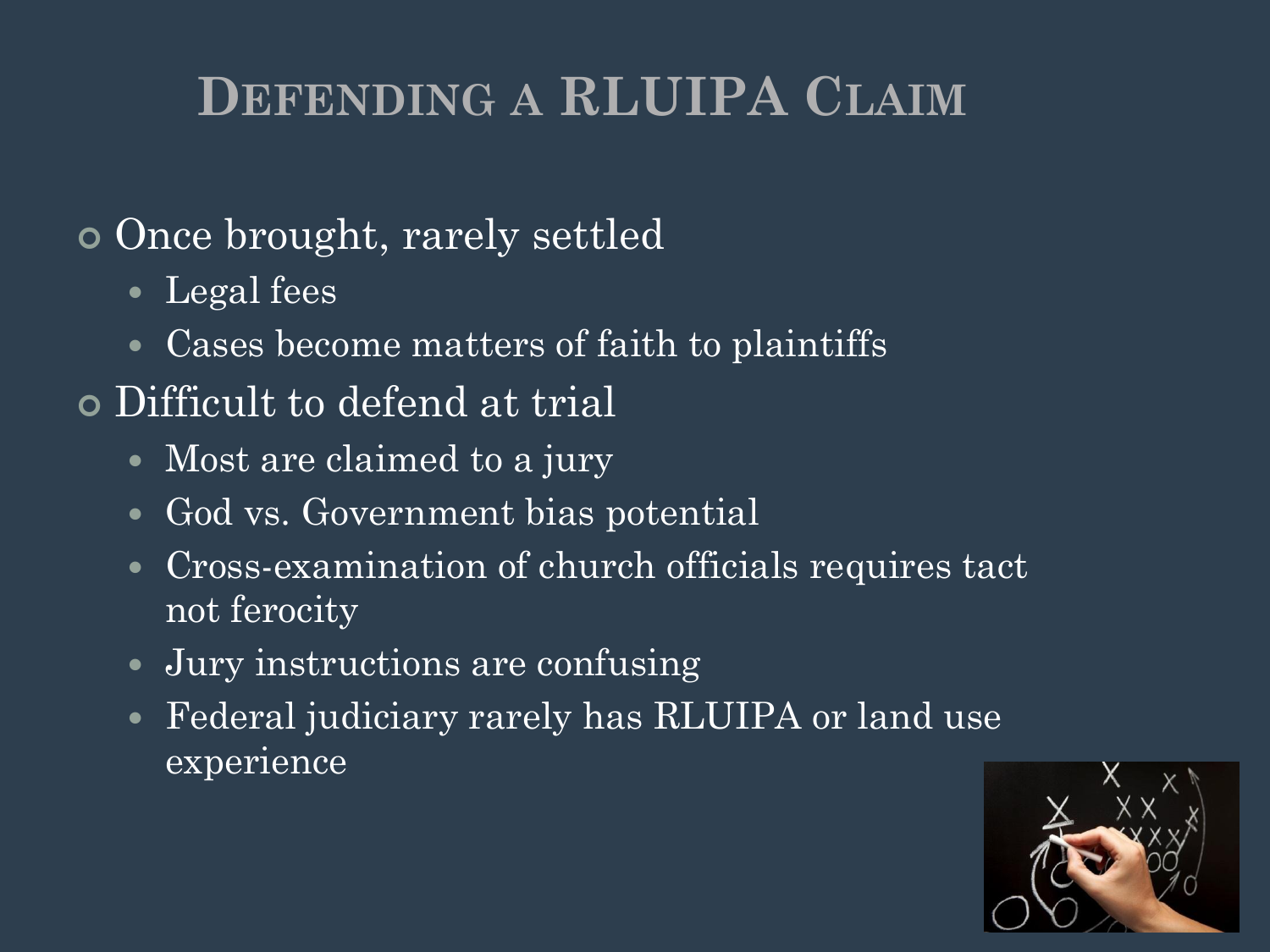# Defending a RLUIPA Claim

- Once brought, rarely settled
  - Legal fees
  - Cases become matters of faith to plaintiffs
- Difficult to defend at trial
  - Most are claimed to a jury
  - God vs. Government bias potential
  - Cross-examination of church officials requires tact not ferocity
  - Jury instructions are confusing
  - Federal judiciary rarely has RLUIPA or land use experience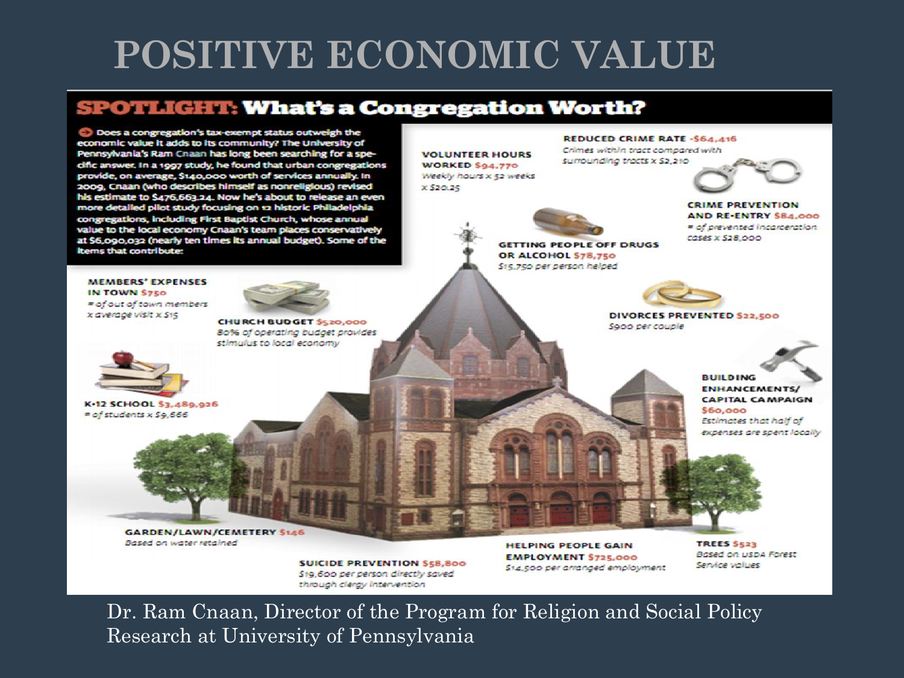# POSITIVE ECONOMIC VALUE

## SPOTLIGHT: What's a Congregation Worth?

Does a congregation's tax-exempt status outweigh the economic value it adds to its community? The University of Pennsylvania's Ram Cnaan has long been searching for a specific answer. In a 1997 study, he found that urban congregations provide, on average, $140,000 worth of services annually. In 2009, Cnaan (who describes himself as nonreligious) revised his estimate to $476,663.24. Now he's about to release an even more detailed pilot study focusing on 12 historic Philadelphia congregations, including First Baptist Church, whose annual value to the local economy Cnaan's team places conservatively at $6,090,032 (nearly ten times its annual budget). Some of the items that contribute:

**VOLUNTEER HOURS WORKED $94,770**
*Weekly hours x 52 weeks x $20.25*

**REDUCED CRIME RATE -$64,416**
*Crimes within tract compared with surrounding tracts x $2,210*

**CRIME PREVENTION AND RE-ENTRY $84,000**
*# of prevented incarceration cases x $28,000*

**GETTING PEOPLE OFF DRUGS OR ALCOHOL $78,750**
*$15,750 per person helped*

**MEMBERS' EXPENSES IN TOWN $750**
*# of out of town members x average visit x $15*

**CHURCH BUDGET $520,000**
*80% of operating budget provides stimulus to local economy*

**DIVORCES PREVENTED $22,500**
*$900 per couple*

**K-12 SCHOOL $3,489,926**
*# of students x $9,666*

**BUILDING ENHANCEMENTS/ CAPITAL CAMPAIGN $60,000**
*Estimates that half of expenses are spent locally*

**GARDEN/LAWN/CEMETERY $146**
*Based on water retained*

**SUICIDE PREVENTION $58,800**
*$19,600 per person directly saved through clergy intervention*

**HELPING PEOPLE GAIN EMPLOYMENT $725,000**
*$14,500 per arranged employment*

**TREES $523**
*Based on USDA Forest Service values*

Dr. Ram Cnaan, Director of the Program for Religion and Social Policy Research at University of Pennsylvania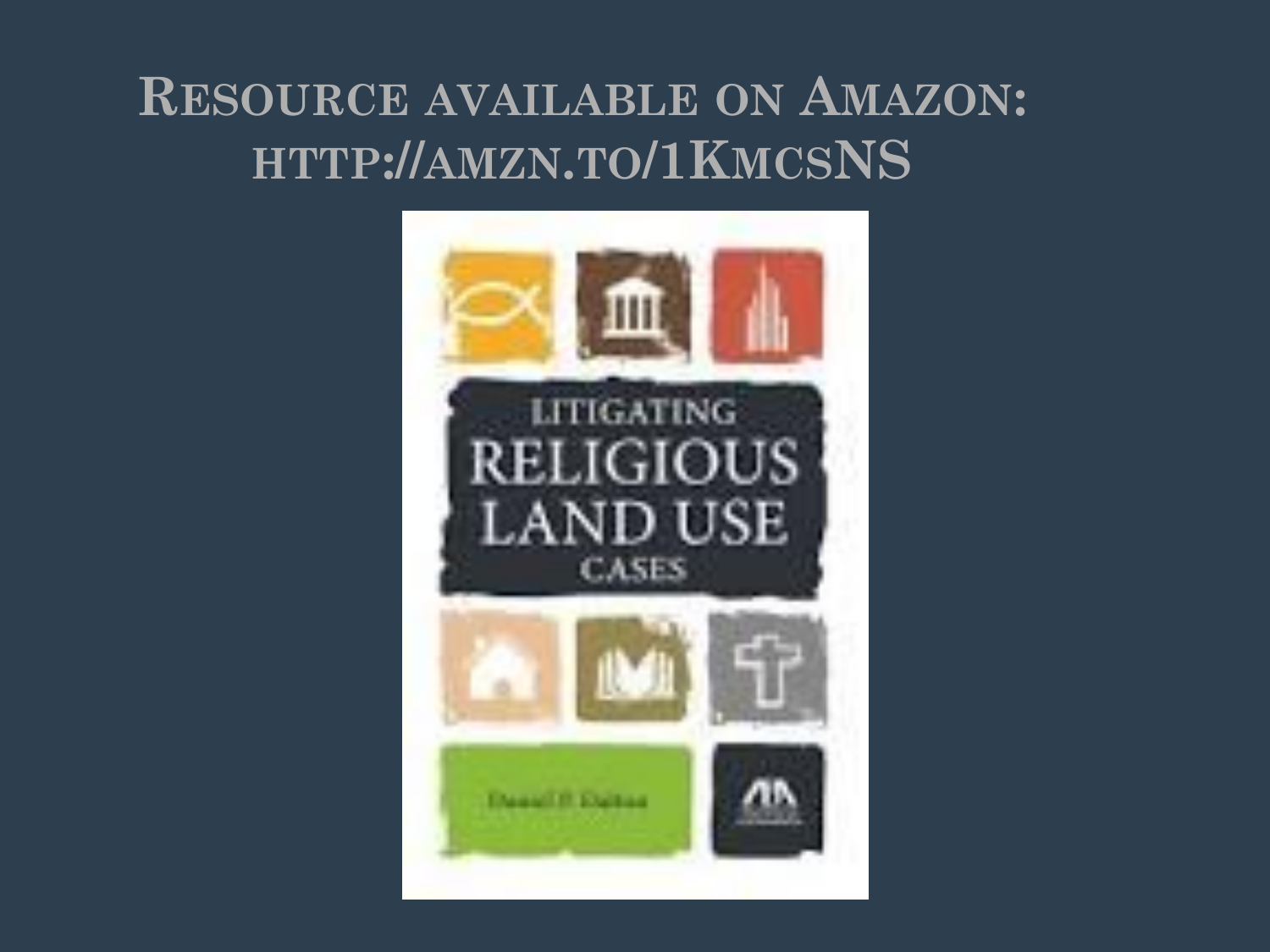# Resource available on Amazon: http://amzn.to/1KmcsNS

LITIGATING RELIGIOUS LAND USE CASES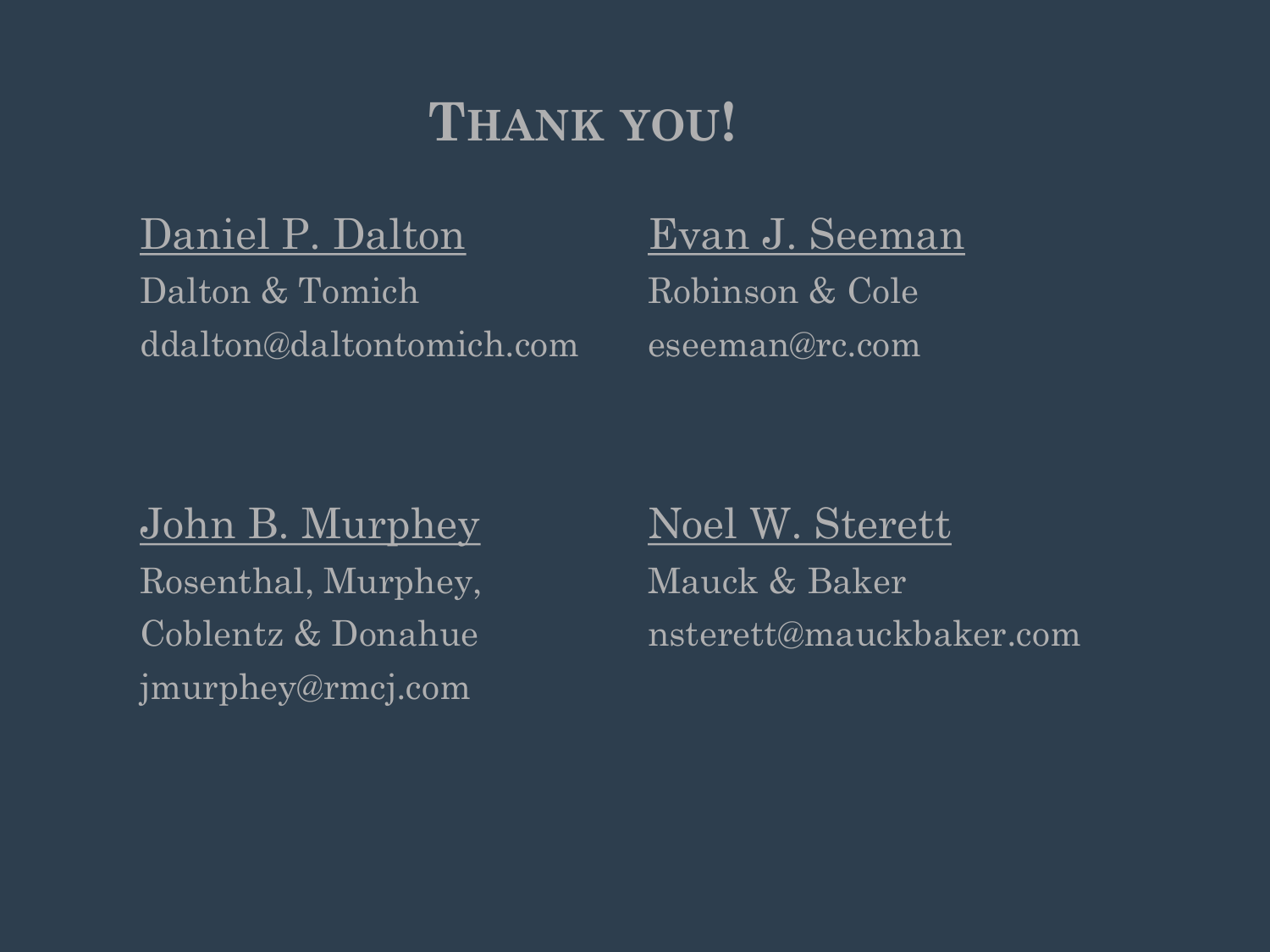# Thank you!

**Daniel P. Dalton**
Dalton & Tomich
ddalton@daltontomich.com

**Evan J. Seeman**
Robinson & Cole
eseeman@rc.com

**John B. Murphey**
Rosenthal, Murphey, Coblentz & Donahue
jmurphey@rmcj.com

**Noel W. Sterett**
Mauck & Baker
nsterett@mauckbaker.com